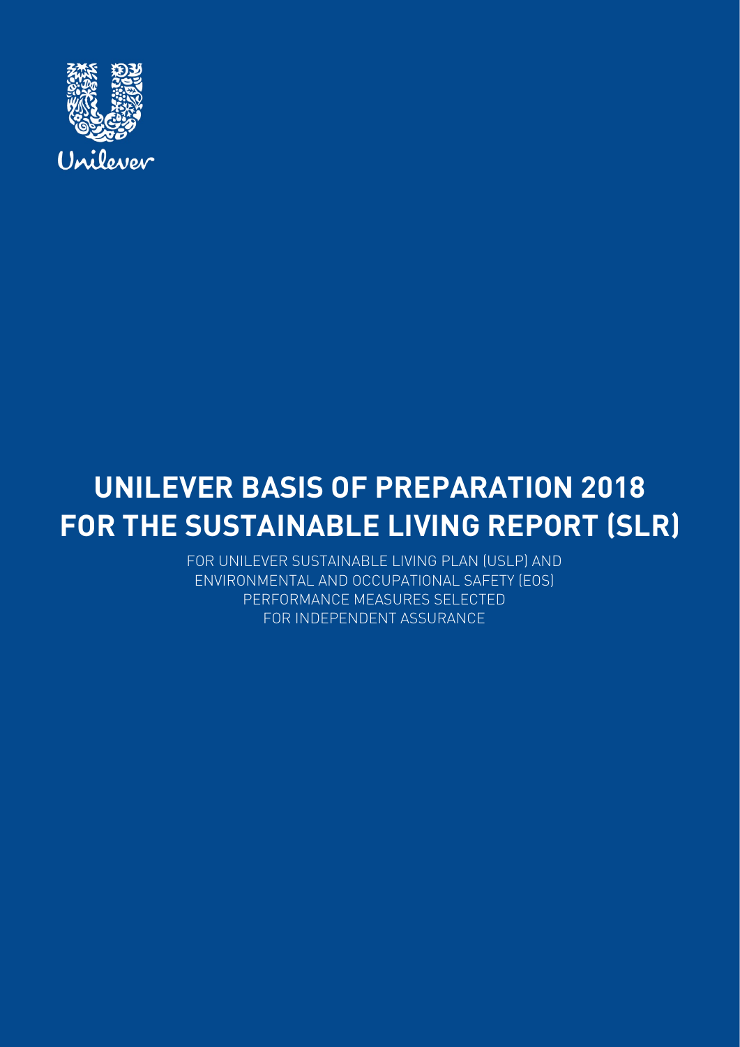Unilever

# UNILEVER BASIS OF PREPARATION 2018 FOR THE SUSTAINABLE LIVING REPORT (SLR)

FOR UNILEVER SUSTAINABLE LIVING PLAN (USLP) AND ENVIRONMENTAL AND OCCUPATIONAL SAFETY (EOS) PERFORMANCE MEASURES SELECTED FOR INDEPENDENT ASSURANCE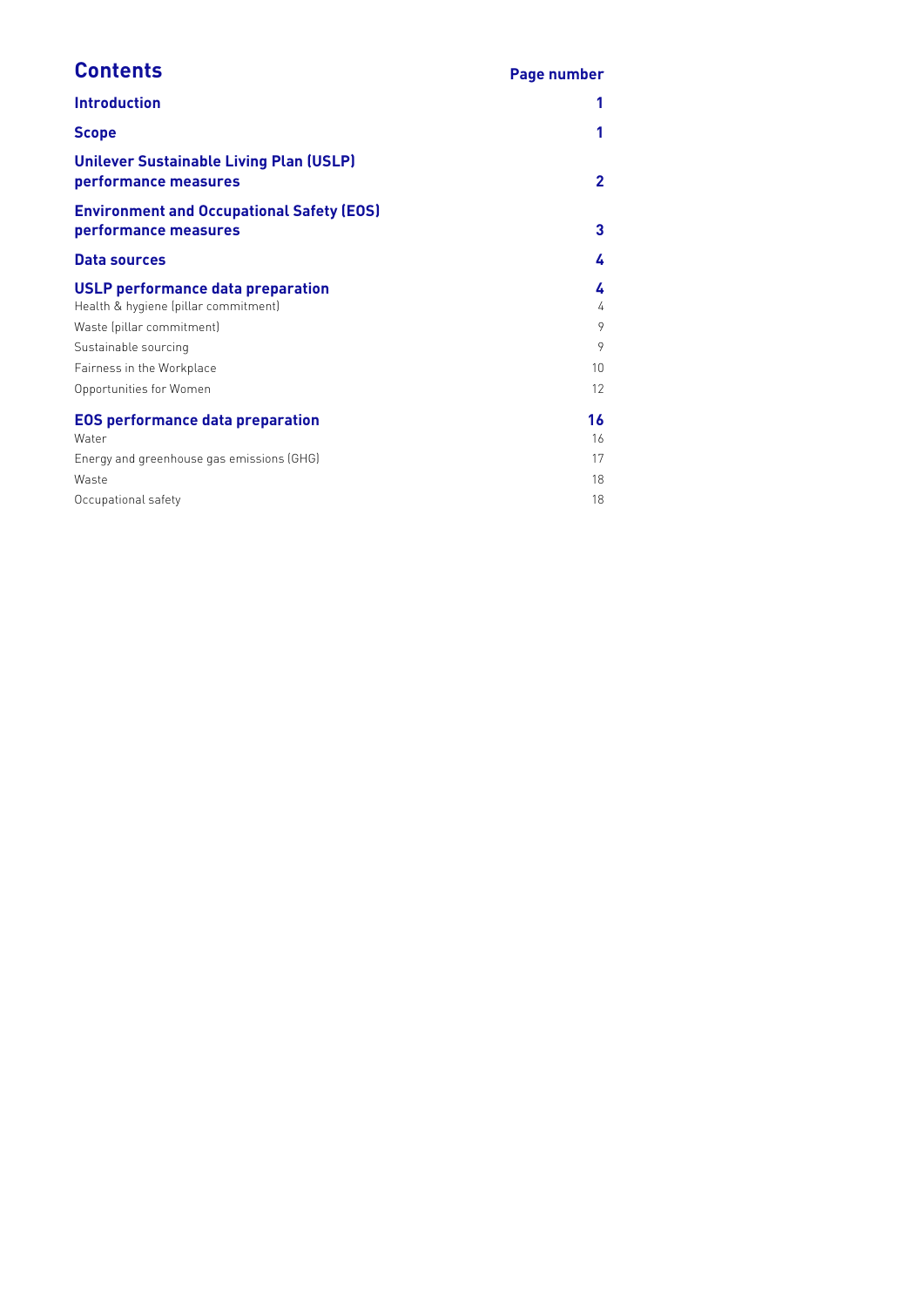# Contents

| | Page number |
|---|---|
| **Introduction** | **1** |
| **Scope** | **1** |
| **Unilever Sustainable Living Plan (USLP) performance measures** | **2** |
| **Environment and Occupational Safety (EOS) performance measures** | **3** |
| **Data sources** | **4** |
| **USLP performance data preparation** | **4** |
| Health & hygiene (pillar commitment) | 4 |
| Waste (pillar commitment) | 9 |
| Sustainable sourcing | 9 |
| Fairness in the Workplace | 10 |
| Opportunities for Women | 12 |
| **EOS performance data preparation** | **16** |
| Water | 16 |
| Energy and greenhouse gas emissions (GHG) | 17 |
| Waste | 18 |
| Occupational safety | 18 |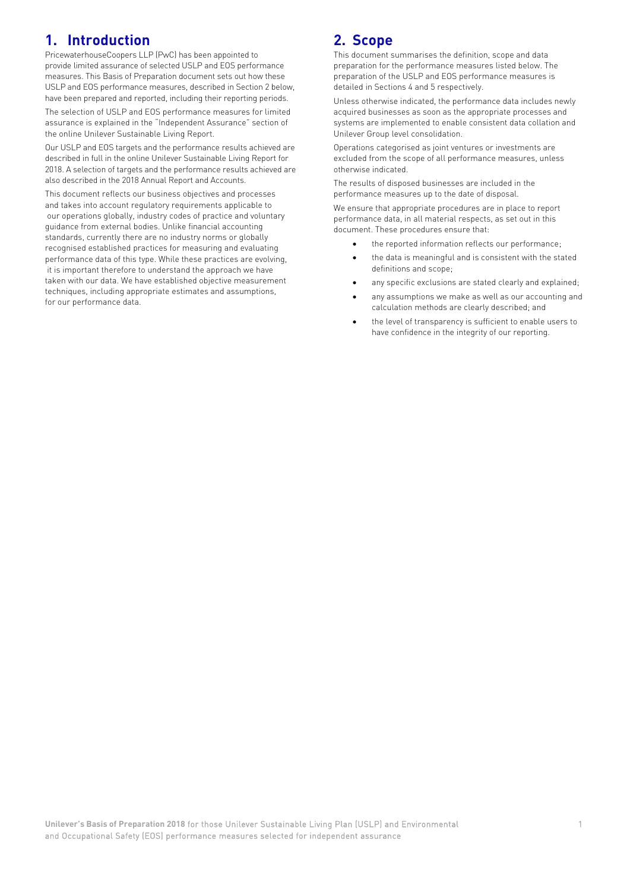## 1. Introduction

PricewaterhouseCoopers LLP (PwC) has been appointed to provide limited assurance of selected USLP and EOS performance measures. This Basis of Preparation document sets out how these USLP and EOS performance measures, described in Section 2 below, have been prepared and reported, including their reporting periods.

The selection of USLP and EOS performance measures for limited assurance is explained in the "Independent Assurance" section of the online Unilever Sustainable Living Report.

Our USLP and EOS targets and the performance results achieved are described in full in the online Unilever Sustainable Living Report for 2018. A selection of targets and the performance results achieved are also described in the 2018 Annual Report and Accounts.

This document reflects our business objectives and processes and takes into account regulatory requirements applicable to our operations globally, industry codes of practice and voluntary guidance from external bodies. Unlike financial accounting standards, currently there are no industry norms or globally recognised established practices for measuring and evaluating performance data of this type. While these practices are evolving, it is important therefore to understand the approach we have taken with our data. We have established objective measurement techniques, including appropriate estimates and assumptions, for our performance data.

## 2. Scope

This document summarises the definition, scope and data preparation for the performance measures listed below. The preparation of the USLP and EOS performance measures is detailed in Sections 4 and 5 respectively.

Unless otherwise indicated, the performance data includes newly acquired businesses as soon as the appropriate processes and systems are implemented to enable consistent data collation and Unilever Group level consolidation.

Operations categorised as joint ventures or investments are excluded from the scope of all performance measures, unless otherwise indicated.

The results of disposed businesses are included in the performance measures up to the date of disposal.

We ensure that appropriate procedures are in place to report performance data, in all material respects, as set out in this document. These procedures ensure that:

- the reported information reflects our performance;
- the data is meaningful and is consistent with the stated definitions and scope;
- any specific exclusions are stated clearly and explained;
- any assumptions we make as well as our accounting and calculation methods are clearly described; and
- the level of transparency is sufficient to enable users to have confidence in the integrity of our reporting.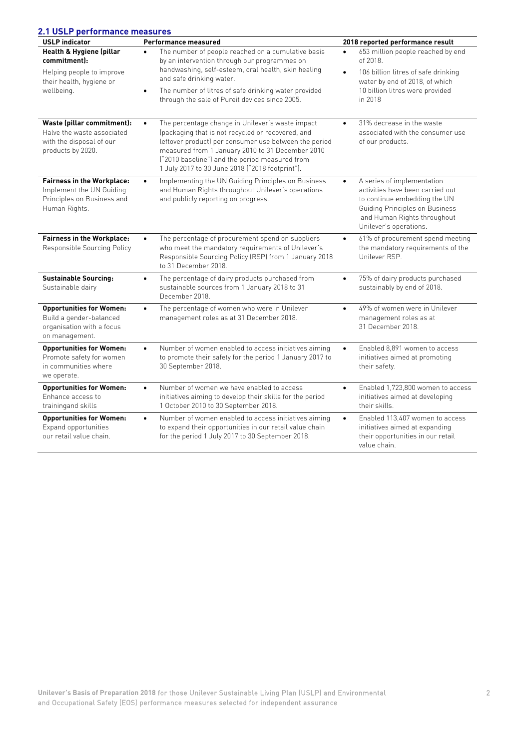## 2.1 USLP performance measures

| USLP indicator | Performance measured | 2018 reported performance result |
|---|---|---|
| **Health & Hygiene (pillar commitment):** Helping people to improve their health, hygiene or wellbeing. | • The number of people reached on a cumulative basis by an intervention through our programmes on handwashing, self-esteem, oral health, skin healing and safe drinking water.<br>• The number of litres of safe drinking water provided through the sale of Pureit devices since 2005. | • 653 million people reached by end of 2018.<br>• 106 billion litres of safe drinking water by end of 2018, of which 10 billion litres were provided in 2018 |
| **Waste (pillar commitment):** Halve the waste associated with the disposal of our products by 2020. | • The percentage change in Unilever's waste impact (packaging that is not recycled or recovered, and leftover product) per consumer use between the period measured from 1 January 2010 to 31 December 2010 ("2010 baseline") and the period measured from 1 July 2017 to 30 June 2018 ("2018 footprint"). | • 31% decrease in the waste associated with the consumer use of our products. |
| **Fairness in the Workplace:** Implement the UN Guiding Principles on Business and Human Rights. | • Implementing the UN Guiding Principles on Business and Human Rights throughout Unilever's operations and publicly reporting on progress. | • A series of implementation activities have been carried out to continue embedding the UN Guiding Principles on Business and Human Rights throughout Unilever's operations. |
| **Fairness in the Workplace:** Responsible Sourcing Policy | • The percentage of procurement spend on suppliers who meet the mandatory requirements of Unilever's Responsible Sourcing Policy (RSP) from 1 January 2018 to 31 December 2018. | • 61% of procurement spend meeting the mandatory requirements of the Unilever RSP. |
| **Sustainable Sourcing:** Sustainable dairy | • The percentage of dairy products purchased from sustainable sources from 1 January 2018 to 31 December 2018. | • 75% of dairy products purchased sustainably by end of 2018. |
| **Opportunities for Women:** Build a gender-balanced organisation with a focus on management. | • The percentage of women who were in Unilever management roles as at 31 December 2018. | • 49% of women were in Unilever management roles as at 31 December 2018. |
| **Opportunities for Women:** Promote safety for women in communities where we operate. | • Number of women enabled to access initiatives aiming to promote their safety for the period 1 January 2017 to 30 September 2018. | • Enabled 8,891 women to access initiatives aimed at promoting their safety. |
| **Opportunities for Women:** Enhance access to trainingand skills | • Number of women we have enabled to access initiatives aiming to develop their skills for the period 1 October 2010 to 30 September 2018. | • Enabled 1,723,800 women to access initiatives aimed at developing their skills. |
| **Opportunities for Women:** Expand opportunities our retail value chain. | • Number of women enabled to access initiatives aiming to expand their opportunities in our retail value chain for the period 1 July 2017 to 30 September 2018. | • Enabled 113,407 women to access initiatives aimed at expanding their opportunities in our retail value chain. |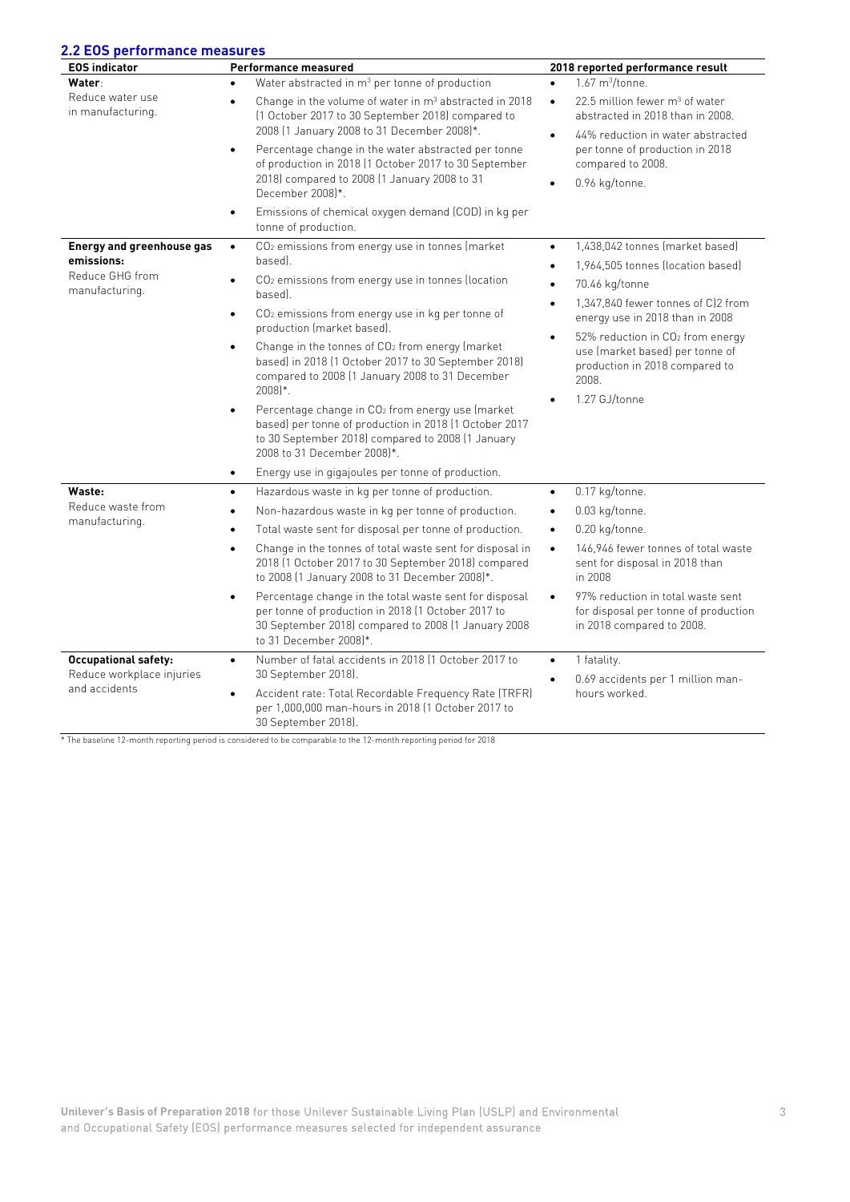## 2.2 EOS performance measures

| EOS indicator | Performance measured | 2018 reported performance result |
|---|---|---|
| **Water**: Reduce water use in manufacturing. | • Water abstracted in $m^3$ per tonne of production<br>• Change in the volume of water in $m^3$ abstracted in 2018 (1 October 2017 to 30 September 2018) compared to 2008 (1 January 2008 to 31 December 2008)*.<br>• Percentage change in the water abstracted per tonne of production in 2018 (1 October 2017 to 30 September 2018) compared to 2008 (1 January 2008 to 31 December 2008)*.<br>• Emissions of chemical oxygen demand (COD) in kg per tonne of production. | • 1.67 $m^3$/tonne.<br>• 22.5 million fewer $m^3$ of water abstracted in 2018 than in 2008.<br>• 44% reduction in water abstracted per tonne of production in 2018 compared to 2008.<br>• 0.96 kg/tonne. |
| **Energy and greenhouse gas emissions:** Reduce GHG from manufacturing. | • $CO_2$ emissions from energy use in tonnes (market based).<br>• $CO_2$ emissions from energy use in tonnes (location based).<br>• $CO_2$ emissions from energy use in kg per tonne of production (market based).<br>• Change in the tonnes of $CO_2$ from energy (market based) in 2018 (1 October 2017 to 30 September 2018) compared to 2008 (1 January 2008 to 31 December 2008)*.<br>• Percentage change in $CO_2$ from energy use (market based) per tonne of production in 2018 (1 October 2017 to 30 September 2018) compared to 2008 (1 January 2008 to 31 December 2008)*.<br>• Energy use in gigajoules per tonne of production. | • 1,438,042 tonnes (market based)<br>• 1,964,505 tonnes (location based)<br>• 70.46 kg/tonne<br>• 1,347,840 fewer tonnes of C)2 from energy use in 2018 than in 2008<br>• 52% reduction in $CO_2$ from energy use (market based) per tonne of production in 2018 compared to 2008.<br>• 1.27 GJ/tonne |
| **Waste:** Reduce waste from manufacturing. | • Hazardous waste in kg per tonne of production.<br>• Non-hazardous waste in kg per tonne of production.<br>• Total waste sent for disposal per tonne of production.<br>• Change in the tonnes of total waste sent for disposal in 2018 (1 October 2017 to 30 September 2018) compared to 2008 (1 January 2008 to 31 December 2008)*.<br>• Percentage change in the total waste sent for disposal per tonne of production in 2018 (1 October 2017 to 30 September 2018) compared to 2008 (1 January 2008 to 31 December 2008)*. | • 0.17 kg/tonne.<br>• 0.03 kg/tonne.<br>• 0.20 kg/tonne.<br>• 146,946 fewer tonnes of total waste sent for disposal in 2018 than in 2008<br>• 97% reduction in total waste sent for disposal per tonne of production in 2018 compared to 2008. |
| **Occupational safety:** Reduce workplace injuries and accidents | • Number of fatal accidents in 2018 (1 October 2017 to 30 September 2018).<br>• Accident rate: Total Recordable Frequency Rate (TRFR) per 1,000,000 man-hours in 2018 (1 October 2017 to 30 September 2018). | • 1 fatality.<br>• 0.69 accidents per 1 million man-hours worked. |

* The baseline 12-month reporting period is considered to be comparable to the 12-month reporting period for 2018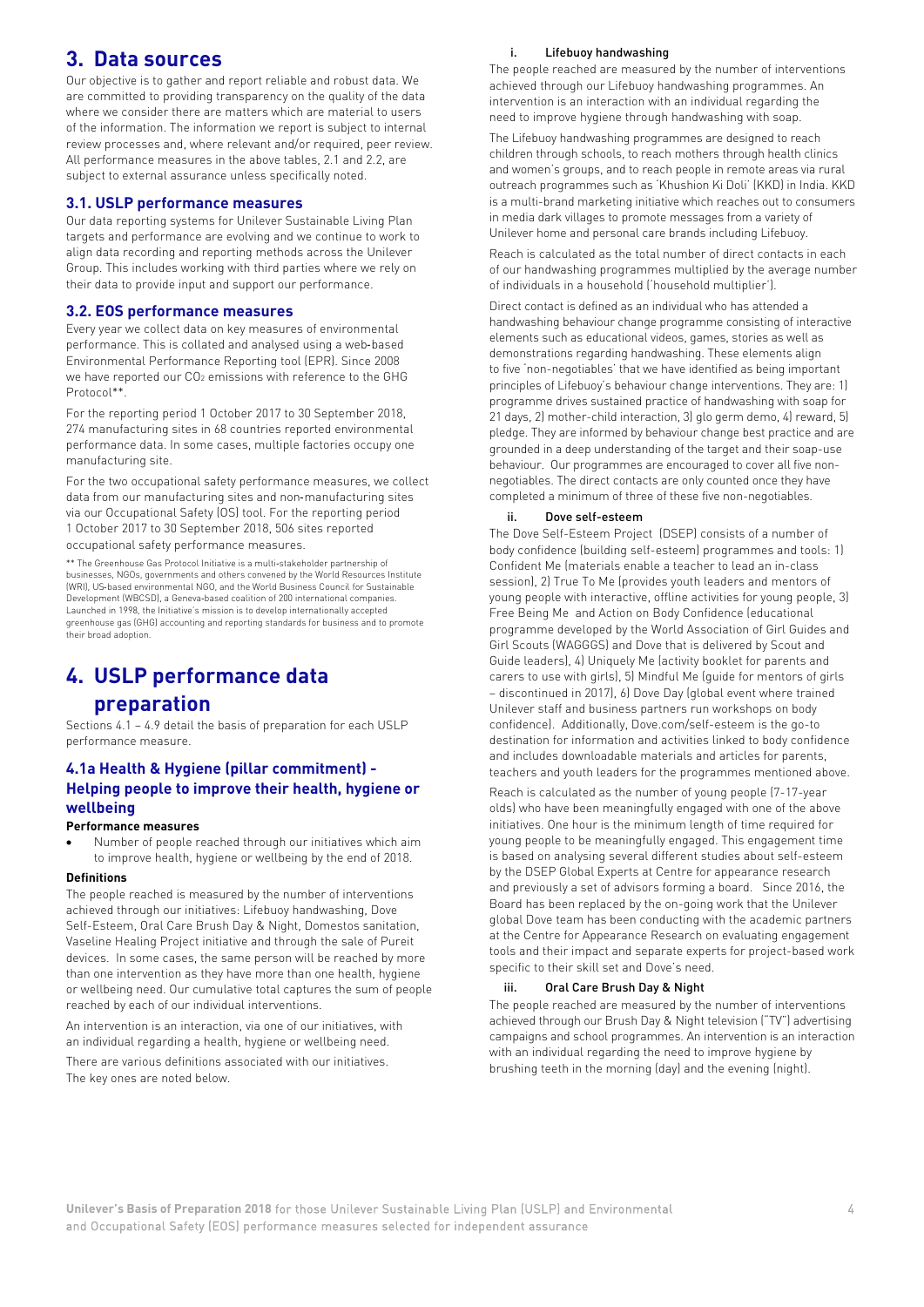# 3. Data sources

Our objective is to gather and report reliable and robust data. We are committed to providing transparency on the quality of the data where we consider there are matters which are material to users of the information. The information we report is subject to internal review processes and, where relevant and/or required, peer review. All performance measures in the above tables, 2.1 and 2.2, are subject to external assurance unless specifically noted.

## 3.1. USLP performance measures

Our data reporting systems for Unilever Sustainable Living Plan targets and performance are evolving and we continue to work to align data recording and reporting methods across the Unilever Group. This includes working with third parties where we rely on their data to provide input and support our performance.

## 3.2. EOS performance measures

Every year we collect data on key measures of environmental performance. This is collated and analysed using a web-based Environmental Performance Reporting tool (EPR). Since 2008 we have reported our $CO_2$ emissions with reference to the GHG Protocol**.

For the reporting period 1 October 2017 to 30 September 2018, 274 manufacturing sites in 68 countries reported environmental performance data. In some cases, multiple factories occupy one manufacturing site.

For the two occupational safety performance measures, we collect data from our manufacturing sites and non-manufacturing sites via our Occupational Safety (OS) tool. For the reporting period 1 October 2017 to 30 September 2018, 506 sites reported occupational safety performance measures.

** The Greenhouse Gas Protocol Initiative is a multi-stakeholder partnership of businesses, NGOs, governments and others convened by the World Resources Institute (WRI), US-based environmental NGO, and the World Business Council for Sustainable Development (WBCSD), a Geneva-based coalition of 200 international companies. Launched in 1998, the Initiative's mission is to develop internationally accepted greenhouse gas (GHG) accounting and reporting standards for business and to promote their broad adoption.

# 4. USLP performance data preparation

Sections 4.1 – 4.9 detail the basis of preparation for each USLP performance measure.

## 4.1a Health & Hygiene (pillar commitment) - Helping people to improve their health, hygiene or wellbeing

**Performance measures**

- Number of people reached through our initiatives which aim to improve health, hygiene or wellbeing by the end of 2018.

**Definitions**

The people reached is measured by the number of interventions achieved through our initiatives: Lifebuoy handwashing, Dove Self-Esteem, Oral Care Brush Day & Night, Domestos sanitation, Vaseline Healing Project initiative and through the sale of Pureit devices. In some cases, the same person will be reached by more than one intervention as they have more than one health, hygiene or wellbeing need. Our cumulative total captures the sum of people reached by each of our individual interventions.

An intervention is an interaction, via one of our initiatives, with an individual regarding a health, hygiene or wellbeing need.

There are various definitions associated with our initiatives. The key ones are noted below.

**i. Lifebuoy handwashing**

The people reached are measured by the number of interventions achieved through our Lifebuoy handwashing programmes. An intervention is an interaction with an individual regarding the need to improve hygiene through handwashing with soap.

The Lifebuoy handwashing programmes are designed to reach children through schools, to reach mothers through health clinics and women's groups, and to reach people in remote areas via rural outreach programmes such as 'Khushion Ki Doli' (KKD) in India. KKD is a multi-brand marketing initiative which reaches out to consumers in media dark villages to promote messages from a variety of Unilever home and personal care brands including Lifebuoy.

Reach is calculated as the total number of direct contacts in each of our handwashing programmes multiplied by the average number of individuals in a household ('household multiplier').

Direct contact is defined as an individual who has attended a handwashing behaviour change programme consisting of interactive elements such as educational videos, games, stories as well as demonstrations regarding handwashing. These elements align to five 'non-negotiables' that we have identified as being important principles of Lifebuoy's behaviour change interventions. They are: 1) programme drives sustained practice of handwashing with soap for 21 days, 2) mother-child interaction, 3) glo germ demo, 4) reward, 5) pledge. They are informed by behaviour change best practice and are grounded in a deep understanding of the target and their soap-use behaviour. Our programmes are encouraged to cover all five non-negotiables. The direct contacts are only counted once they have completed a minimum of three of these five non-negotiables.

**ii. Dove self-esteem**

The Dove Self-Esteem Project (DSEP) consists of a number of body confidence (building self-esteem) programmes and tools: 1) Confident Me (materials enable a teacher to lead an in-class session), 2) True To Me (provides youth leaders and mentors of young people with interactive, offline activities for young people, 3) Free Being Me and Action on Body Confidence (educational programme developed by the World Association of Girl Guides and Girl Scouts (WAGGGS) and Dove that is delivered by Scout and Guide leaders), 4) Uniquely Me (activity booklet for parents and carers to use with girls), 5) Mindful Me (guide for mentors of girls – discontinued in 2017), 6) Dove Day (global event where trained Unilever staff and business partners run workshops on body confidence). Additionally, Dove.com/self-esteem is the go-to destination for information and activities linked to body confidence and includes downloadable materials and articles for parents, teachers and youth leaders for the programmes mentioned above.

Reach is calculated as the number of young people (7-17-year olds) who have been meaningfully engaged with one of the above initiatives. One hour is the minimum length of time required for young people to be meaningfully engaged. This engagement time is based on analysing several different studies about self-esteem by the DSEP Global Experts at Centre for appearance research and previously a set of advisors forming a board. Since 2016, the Board has been replaced by the on-going work that the Unilever global Dove team has been conducting with the academic partners at the Centre for Appearance Research on evaluating engagement tools and their impact and separate experts for project-based work specific to their skill set and Dove's need.

**iii. Oral Care Brush Day & Night**

The people reached are measured by the number of interventions achieved through our Brush Day & Night television ("TV") advertising campaigns and school programmes. An intervention is an interaction with an individual regarding the need to improve hygiene by brushing teeth in the morning (day) and the evening (night).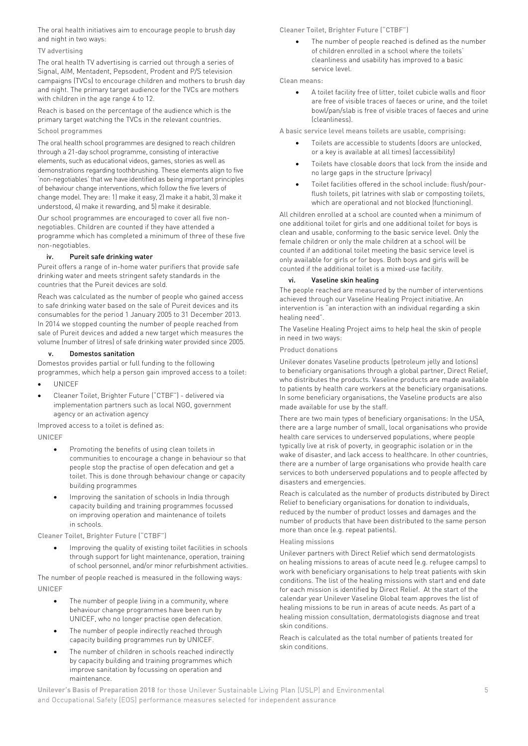The oral health initiatives aim to encourage people to brush day and night in two ways:

TV advertising

The oral health TV advertising is carried out through a series of Signal, AIM, Mentadent, Pepsodent, Prodent and P/S television campaigns (TVCs) to encourage children and mothers to brush day and night. The primary target audience for the TVCs are mothers with children in the age range 4 to 12.

Reach is based on the percentage of the audience which is the primary target watching the TVCs in the relevant countries.

School programmes

The oral health school programmes are designed to reach children through a 21-day school programme, consisting of interactive elements, such as educational videos, games, stories as well as demonstrations regarding toothbrushing. These elements align to five 'non-negotiables' that we have identified as being important principles of behaviour change interventions, which follow the five levers of change model. They are: 1) make it easy, 2) make it a habit, 3) make it understood, 4) make it rewarding, and 5) make it desirable.

Our school programmes are encouraged to cover all five non-negotiables. Children are counted if they have attended a programme which has completed a minimum of three of these five non-negotiables.

#### iv. Pureit safe drinking water

Pureit offers a range of in-home water purifiers that provide safe drinking water and meets stringent safety standards in the countries that the Pureit devices are sold.

Reach was calculated as the number of people who gained access to safe drinking water based on the sale of Pureit devices and its consumables for the period 1 January 2005 to 31 December 2013. In 2014 we stopped counting the number of people reached from sale of Pureit devices and added a new target which measures the volume (number of litres) of safe drinking water provided since 2005.

#### v. Domestos sanitation

Domestos provides partial or full funding to the following programmes, which help a person gain improved access to a toilet:

- UNICEF
- Cleaner Toilet, Brighter Future ("CTBF") - delivered via implementation partners such as local NGO, government agency or an activation agency

Improved access to a toilet is defined as:

UNICEF

- Promoting the benefits of using clean toilets in communities to encourage a change in behaviour so that people stop the practise of open defecation and get a toilet. This is done through behaviour change or capacity building programmes
- Improving the sanitation of schools in India through capacity building and training programmes focussed on improving operation and maintenance of toilets in schools.

Cleaner Toilet, Brighter Future ("CTBF")

- Improving the quality of existing toilet facilities in schools through support for light maintenance, operation, training of school personnel, and/or minor refurbishment activities.

The number of people reached is measured in the following ways:

UNICEF

- The number of people living in a community, where behaviour change programmes have been run by UNICEF, who no longer practise open defecation.
- The number of people indirectly reached through capacity building programmes run by UNICEF.
- The number of children in schools reached indirectly by capacity building and training programmes which improve sanitation by focussing on operation and maintenance.

Cleaner Toilet, Brighter Future ("CTBF")

- The number of people reached is defined as the number of children enrolled in a school where the toilets' cleanliness and usability has improved to a basic service level.

Clean means:

- A toilet facility free of litter, toilet cubicle walls and floor are free of visible traces of faeces or urine, and the toilet bowl/pan/slab is free of visible traces of faeces and urine (cleanliness).

A basic service level means toilets are usable, comprising:

- Toilets are accessible to students (doors are unlocked, or a key is available at all times) (accessibility)
- Toilets have closable doors that lock from the inside and no large gaps in the structure (privacy)
- Toilet facilities offered in the school include: flush/pour-flush toilets, pit latrines with slab or composting toilets, which are operational and not blocked (functioning).

All children enrolled at a school are counted when a minimum of one additional toilet for girls and one additional toilet for boys is clean and usable, conforming to the basic service level. Only the female children or only the male children at a school will be counted if an additional toilet meeting the basic service level is only available for girls or for boys. Both boys and girls will be counted if the additional toilet is a mixed-use facility.

#### vi. Vaseline skin healing

The people reached are measured by the number of interventions achieved through our Vaseline Healing Project initiative. An intervention is "an interaction with an individual regarding a skin healing need".

The Vaseline Healing Project aims to help heal the skin of people in need in two ways:

Product donations

Unilever donates Vaseline products (petroleum jelly and lotions) to beneficiary organisations through a global partner, Direct Relief, who distributes the products. Vaseline products are made available to patients by health care workers at the beneficiary organisations. In some beneficiary organisations, the Vaseline products are also made available for use by the staff.

There are two main types of beneficiary organisations: In the USA, there are a large number of small, local organisations who provide health care services to underserved populations, where people typically live at risk of poverty, in geographic isolation or in the wake of disaster, and lack access to healthcare. In other countries, there are a number of large organisations who provide health care services to both underserved populations and to people affected by disasters and emergencies.

Reach is calculated as the number of products distributed by Direct Relief to beneficiary organisations for donation to individuals, reduced by the number of product losses and damages and the number of products that have been distributed to the same person more than once (e.g. repeat patients).

Healing missions

Unilever partners with Direct Relief which send dermatologists on healing missions to areas of acute need (e.g. refugee camps) to work with beneficiary organisations to help treat patients with skin conditions. The list of the healing missions with start and end date for each mission is identified by Direct Relief. At the start of the calendar year Unilever Vaseline Global team approves the list of healing missions to be run in areas of acute needs. As part of a healing mission consultation, dermatologists diagnose and treat skin conditions.

Reach is calculated as the total number of patients treated for skin conditions.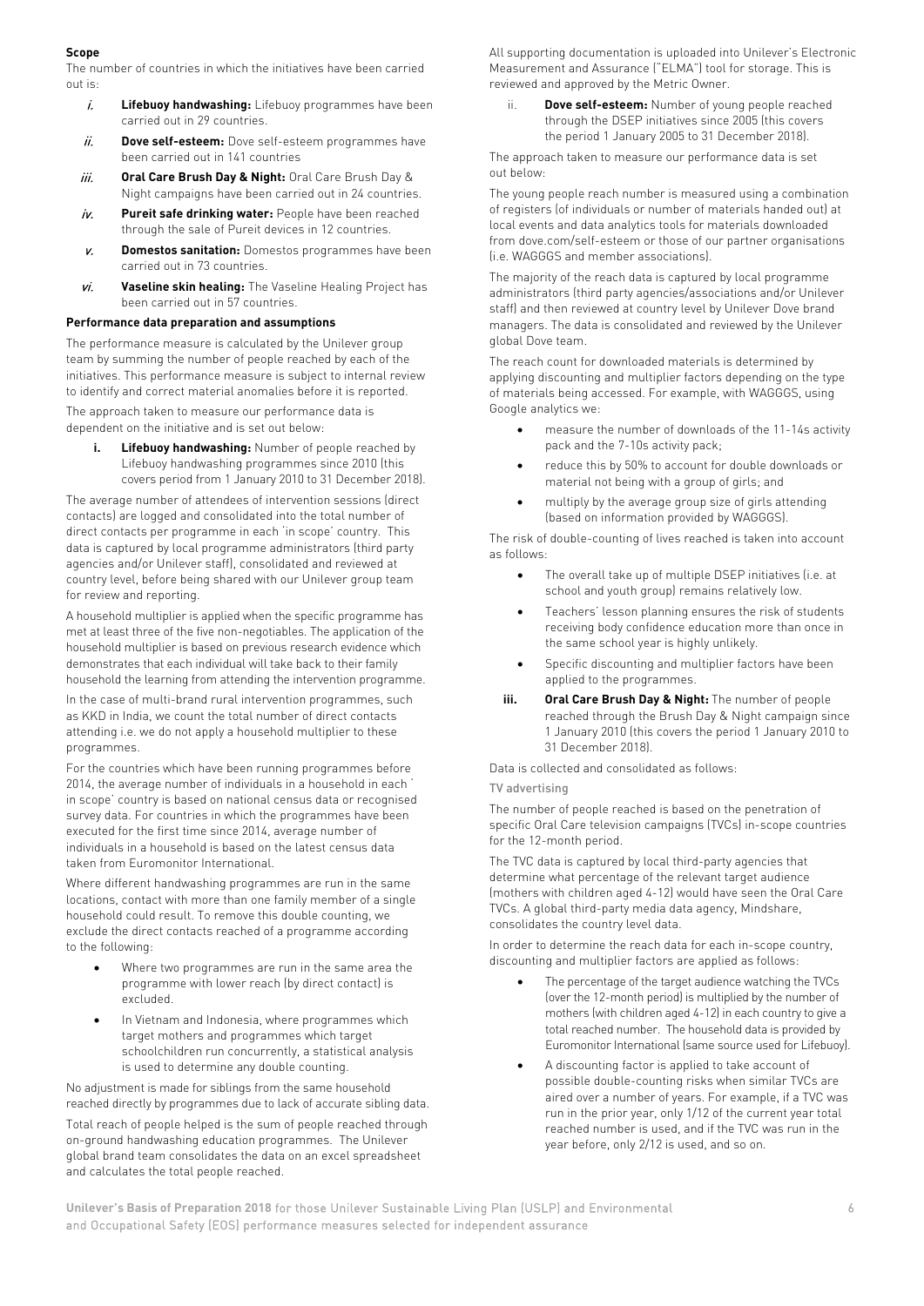**Scope**

The number of countries in which the initiatives have been carried out is:

*i.* **Lifebuoy handwashing:** Lifebuoy programmes have been carried out in 29 countries.

*ii.* **Dove self-esteem:** Dove self-esteem programmes have been carried out in 141 countries

*iii.* **Oral Care Brush Day & Night:** Oral Care Brush Day & Night campaigns have been carried out in 24 countries.

*iv.* **Pureit safe drinking water:** People have been reached through the sale of Pureit devices in 12 countries.

*v.* **Domestos sanitation:** Domestos programmes have been carried out in 73 countries.

*vi.* **Vaseline skin healing:** The Vaseline Healing Project has been carried out in 57 countries.

**Performance data preparation and assumptions**

The performance measure is calculated by the Unilever group team by summing the number of people reached by each of the initiatives. This performance measure is subject to internal review to identify and correct material anomalies before it is reported.

The approach taken to measure our performance data is dependent on the initiative and is set out below:

**i. Lifebuoy handwashing:** Number of people reached by Lifebuoy handwashing programmes since 2010 (this covers period from 1 January 2010 to 31 December 2018).

The average number of attendees of intervention sessions (direct contacts) are logged and consolidated into the total number of direct contacts per programme in each 'in scope' country. This data is captured by local programme administrators (third party agencies and/or Unilever staff), consolidated and reviewed at country level, before being shared with our Unilever group team for review and reporting.

A household multiplier is applied when the specific programme has met at least three of the five non-negotiables. The application of the household multiplier is based on previous research evidence which demonstrates that each individual will take back to their family household the learning from attending the intervention programme.

In the case of multi-brand rural intervention programmes, such as KKD in India, we count the total number of direct contacts attending i.e. we do not apply a household multiplier to these programmes.

For the countries which have been running programmes before 2014, the average number of individuals in a household in each ' in scope' country is based on national census data or recognised survey data. For countries in which the programmes have been executed for the first time since 2014, average number of individuals in a household is based on the latest census data taken from Euromonitor International.

Where different handwashing programmes are run in the same locations, contact with more than one family member of a single household could result. To remove this double counting, we exclude the direct contacts reached of a programme according to the following:

- Where two programmes are run in the same area the programme with lower reach (by direct contact) is excluded.
- In Vietnam and Indonesia, where programmes which target mothers and programmes which target schoolchildren run concurrently, a statistical analysis is used to determine any double counting.

No adjustment is made for siblings from the same household reached directly by programmes due to lack of accurate sibling data.

Total reach of people helped is the sum of people reached through on-ground handwashing education programmes. The Unilever global brand team consolidates the data on an excel spreadsheet and calculates the total people reached.

All supporting documentation is uploaded into Unilever's Electronic Measurement and Assurance ("ELMA") tool for storage. This is reviewed and approved by the Metric Owner.

ii. **Dove self-esteem:** Number of young people reached through the DSEP initiatives since 2005 (this covers the period 1 January 2005 to 31 December 2018).

The approach taken to measure our performance data is set out below:

The young people reach number is measured using a combination of registers (of individuals or number of materials handed out) at local events and data analytics tools for materials downloaded from dove.com/self-esteem or those of our partner organisations (i.e. WAGGGS and member associations).

The majority of the reach data is captured by local programme administrators (third party agencies/associations and/or Unilever staff) and then reviewed at country level by Unilever Dove brand managers. The data is consolidated and reviewed by the Unilever global Dove team.

The reach count for downloaded materials is determined by applying discounting and multiplier factors depending on the type of materials being accessed. For example, with WAGGGS, using Google analytics we:

- measure the number of downloads of the 11-14s activity pack and the 7-10s activity pack;
- reduce this by 50% to account for double downloads or material not being with a group of girls; and
- multiply by the average group size of girls attending (based on information provided by WAGGGS).

The risk of double-counting of lives reached is taken into account as follows:

- The overall take up of multiple DSEP initiatives (i.e. at school and youth group) remains relatively low.
- Teachers' lesson planning ensures the risk of students receiving body confidence education more than once in the same school year is highly unlikely.
- Specific discounting and multiplier factors have been applied to the programmes.

**iii. Oral Care Brush Day & Night:** The number of people reached through the Brush Day & Night campaign since 1 January 2010 (this covers the period 1 January 2010 to 31 December 2018).

Data is collected and consolidated as follows:

TV advertising

The number of people reached is based on the penetration of specific Oral Care television campaigns (TVCs) in-scope countries for the 12-month period.

The TVC data is captured by local third-party agencies that determine what percentage of the relevant target audience (mothers with children aged 4-12) would have seen the Oral Care TVCs. A global third-party media data agency, Mindshare, consolidates the country level data.

In order to determine the reach data for each in-scope country, discounting and multiplier factors are applied as follows:

- The percentage of the target audience watching the TVCs (over the 12-month period) is multiplied by the number of mothers (with children aged 4-12) in each country to give a total reached number. The household data is provided by Euromonitor International (same source used for Lifebuoy).
- A discounting factor is applied to take account of possible double-counting risks when similar TVCs are aired over a number of years. For example, if a TVC was run in the prior year, only 1/12 of the current year total reached number is used, and if the TVC was run in the year before, only 2/12 is used, and so on.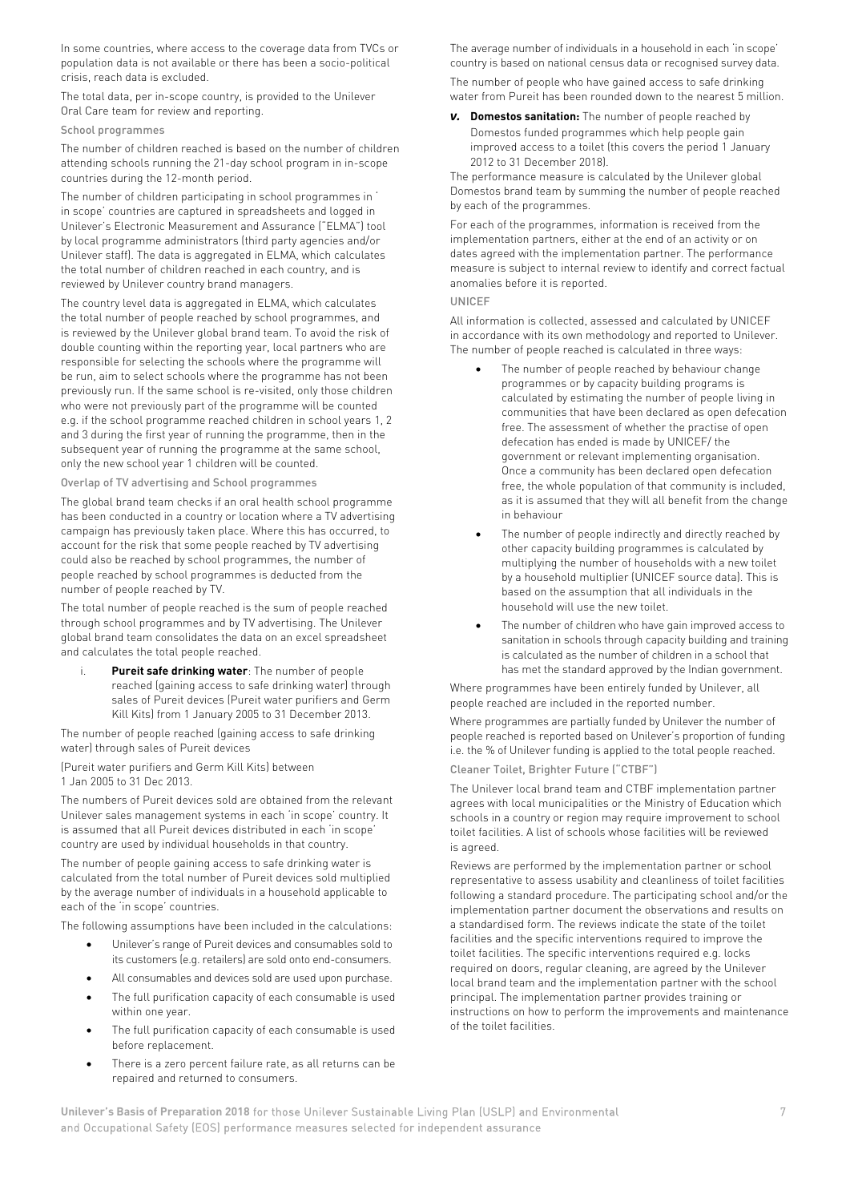In some countries, where access to the coverage data from TVCs or population data is not available or there has been a socio-political crisis, reach data is excluded.

The total data, per in-scope country, is provided to the Unilever Oral Care team for review and reporting.

School programmes

The number of children reached is based on the number of children attending schools running the 21-day school program in in-scope countries during the 12-month period.

The number of children participating in school programmes in ' in scope' countries are captured in spreadsheets and logged in Unilever's Electronic Measurement and Assurance ("ELMA") tool by local programme administrators (third party agencies and/or Unilever staff). The data is aggregated in ELMA, which calculates the total number of children reached in each country, and is reviewed by Unilever country brand managers.

The country level data is aggregated in ELMA, which calculates the total number of people reached by school programmes, and is reviewed by the Unilever global brand team. To avoid the risk of double counting within the reporting year, local partners who are responsible for selecting the schools where the programme will be run, aim to select schools where the programme has not been previously run. If the same school is re-visited, only those children who were not previously part of the programme will be counted e.g. if the school programme reached children in school years 1, 2 and 3 during the first year of running the programme, then in the subsequent year of running the programme at the same school, only the new school year 1 children will be counted.

Overlap of TV advertising and School programmes

The global brand team checks if an oral health school programme has been conducted in a country or location where a TV advertising campaign has previously taken place. Where this has occurred, to account for the risk that some people reached by TV advertising could also be reached by school programmes, the number of people reached by school programmes is deducted from the number of people reached by TV.

The total number of people reached is the sum of people reached through school programmes and by TV advertising. The Unilever global brand team consolidates the data on an excel spreadsheet and calculates the total people reached.

i. **Pureit safe drinking water**: The number of people reached (gaining access to safe drinking water) through sales of Pureit devices (Pureit water purifiers and Germ Kill Kits) from 1 January 2005 to 31 December 2013.

The number of people reached (gaining access to safe drinking water) through sales of Pureit devices

(Pureit water purifiers and Germ Kill Kits) between 1 Jan 2005 to 31 Dec 2013.

The numbers of Pureit devices sold are obtained from the relevant Unilever sales management systems in each 'in scope' country. It is assumed that all Pureit devices distributed in each 'in scope' country are used by individual households in that country.

The number of people gaining access to safe drinking water is calculated from the total number of Pureit devices sold multiplied by the average number of individuals in a household applicable to each of the 'in scope' countries.

The following assumptions have been included in the calculations:

- Unilever's range of Pureit devices and consumables sold to its customers (e.g. retailers) are sold onto end-consumers.
- All consumables and devices sold are used upon purchase.
- The full purification capacity of each consumable is used within one year.
- The full purification capacity of each consumable is used before replacement.
- There is a zero percent failure rate, as all returns can be repaired and returned to consumers.

The average number of individuals in a household in each 'in scope' country is based on national census data or recognised survey data.

The number of people who have gained access to safe drinking water from Pureit has been rounded down to the nearest 5 million.

*v.* **Domestos sanitation:** The number of people reached by Domestos funded programmes which help people gain improved access to a toilet (this covers the period 1 January 2012 to 31 December 2018).

The performance measure is calculated by the Unilever global Domestos brand team by summing the number of people reached by each of the programmes.

For each of the programmes, information is received from the implementation partners, either at the end of an activity or on dates agreed with the implementation partner. The performance measure is subject to internal review to identify and correct factual anomalies before it is reported.

UNICEF

All information is collected, assessed and calculated by UNICEF in accordance with its own methodology and reported to Unilever. The number of people reached is calculated in three ways:

- The number of people reached by behaviour change programmes or by capacity building programs is calculated by estimating the number of people living in communities that have been declared as open defecation free. The assessment of whether the practise of open defecation has ended is made by UNICEF/ the government or relevant implementing organisation. Once a community has been declared open defecation free, the whole population of that community is included, as it is assumed that they will all benefit from the change in behaviour
- The number of people indirectly and directly reached by other capacity building programmes is calculated by multiplying the number of households with a new toilet by a household multiplier (UNICEF source data). This is based on the assumption that all individuals in the household will use the new toilet.
- The number of children who have gain improved access to sanitation in schools through capacity building and training is calculated as the number of children in a school that has met the standard approved by the Indian government.

Where programmes have been entirely funded by Unilever, all people reached are included in the reported number.

Where programmes are partially funded by Unilever the number of people reached is reported based on Unilever's proportion of funding i.e. the % of Unilever funding is applied to the total people reached.

Cleaner Toilet, Brighter Future ("CTBF")

The Unilever local brand team and CTBF implementation partner agrees with local municipalities or the Ministry of Education which schools in a country or region may require improvement to school toilet facilities. A list of schools whose facilities will be reviewed is agreed.

Reviews are performed by the implementation partner or school representative to assess usability and cleanliness of toilet facilities following a standard procedure. The participating school and/or the implementation partner document the observations and results on a standardised form. The reviews indicate the state of the toilet facilities and the specific interventions required to improve the toilet facilities. The specific interventions required e.g. locks required on doors, regular cleaning, are agreed by the Unilever local brand team and the implementation partner with the school principal. The implementation partner provides training or instructions on how to perform the improvements and maintenance of the toilet facilities.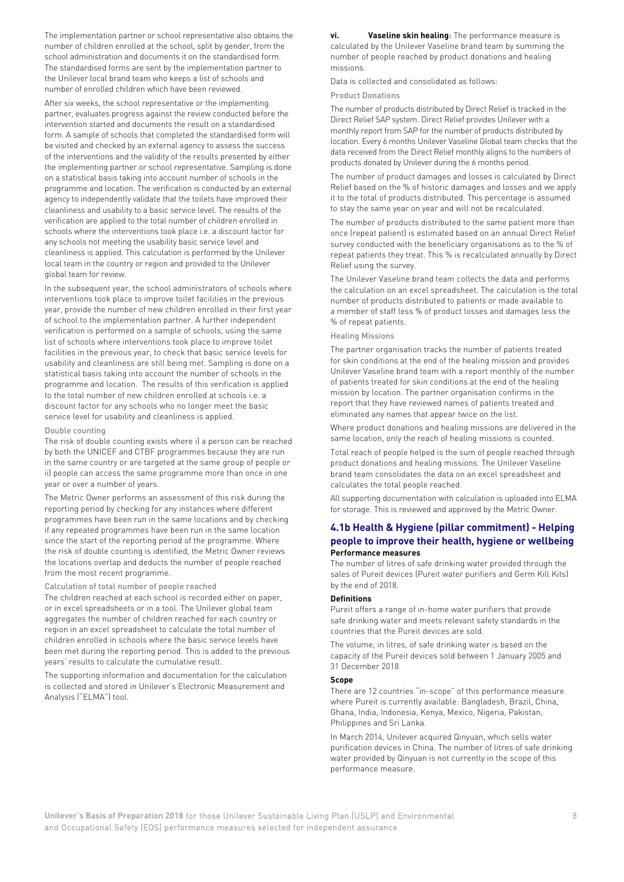The implementation partner or school representative also obtains the number of children enrolled at the school, split by gender, from the school administration and documents it on the standardised form. The standardised forms are sent by the implementation partner to the Unilever local brand team who keeps a list of schools and number of enrolled children which have been reviewed.

After six weeks, the school representative or the implementing partner, evaluates progress against the review conducted before the intervention started and documents the result on a standardised form. A sample of schools that completed the standardised form will be visited and checked by an external agency to assess the success of the interventions and the validity of the results presented by either the implementing partner or school representative. Sampling is done on a statistical basis taking into account number of schools in the programme and location. The verification is conducted by an external agency to independently validate that the toilets have improved their cleanliness and usability to a basic service level. The results of the verification are applied to the total number of children enrolled in schools where the interventions took place i.e. a discount factor for any schools not meeting the usability basic service level and cleanliness is applied. This calculation is performed by the Unilever local team in the country or region and provided to the Unilever global team for review.

In the subsequent year, the school administrators of schools where interventions took place to improve toilet facilities in the previous year, provide the number of new children enrolled in their first year of school to the implementation partner. A further independent verification is performed on a sample of schools, using the same list of schools where interventions took place to improve toilet facilities in the previous year, to check that basic service levels for usability and cleanliness are still being met. Sampling is done on a statistical basis taking into account the number of schools in the programme and location. The results of this verification is applied to the total number of new children enrolled at schools i.e. a discount factor for any schools who no longer meet the basic service level for usability and cleanliness is applied.

Double counting

The risk of double counting exists where i) a person can be reached by both the UNICEF and CTBF programmes because they are run in the same country or are targeted at the same group of people or ii) people can access the same programme more than once in one year or over a number of years.

The Metric Owner performs an assessment of this risk during the reporting period by checking for any instances where different programmes have been run in the same locations and by checking if any repeated programmes have been run in the same location since the start of the reporting period of the programme. Where the risk of double counting is identified, the Metric Owner reviews the locations overlap and deducts the number of people reached from the most recent programme.

Calculation of total number of people reached

The children reached at each school is recorded either on paper, or in excel spreadsheets or in a tool. The Unilever global team aggregates the number of children reached for each country or region in an excel spreadsheet to calculate the total number of children enrolled in schools where the basic service levels have been met during the reporting period. This is added to the previous years' results to calculate the cumulative result.

The supporting information and documentation for the calculation is collected and stored in Unilever's Electronic Measurement and Analysis ("ELMA") tool.

**vi. Vaseline skin healing**: The performance measure is calculated by the Unilever Vaseline brand team by summing the number of people reached by product donations and healing missions.

Data is collected and consolidated as follows:

Product Donations

The number of products distributed by Direct Relief is tracked in the Direct Relief SAP system. Direct Relief provides Unilever with a monthly report from SAP for the number of products distributed by location. Every 6 months Unilever Vaseline Global team checks that the data received from the Direct Relief monthly aligns to the numbers of products donated by Unilever during the 6 months period.

The number of product damages and losses is calculated by Direct Relief based on the % of historic damages and losses and we apply it to the total of products distributed. This percentage is assumed to stay the same year on year and will not be recalculated.

The number of products distributed to the same patient more than once (repeat patient) is estimated based on an annual Direct Relief survey conducted with the beneficiary organisations as to the % of repeat patients they treat. This % is recalculated annually by Direct Relief using the survey.

The Unilever Vaseline brand team collects the data and performs the calculation on an excel spreadsheet. The calculation is the total number of products distributed to patients or made available to a member of staff less % of product losses and damages less the % of repeat patients.

Healing Missions

The partner organisation tracks the number of patients treated for skin conditions at the end of the healing mission and provides Unilever Vaseline brand team with a report monthly of the number of patients treated for skin conditions at the end of the healing mission by location. The partner organisation confirms in the report that they have reviewed names of patients treated and eliminated any names that appear twice on the list.

Where product donations and healing missions are delivered in the same location, only the reach of healing missions is counted.

Total reach of people helped is the sum of people reached through product donations and healing missions. The Unilever Vaseline brand team consolidates the data on an excel spreadsheet and calculates the total people reached.

All supporting documentation with calculation is uploaded into ELMA for storage. This is reviewed and approved by the Metric Owner.

## 4.1b Health & Hygiene (pillar commitment) - Helping people to improve their health, hygiene or wellbeing

**Performance measures**

The number of litres of safe drinking water provided through the sales of Pureit devices (Pureit water purifiers and Germ Kill Kits) by the end of 2018.

**Definitions**

Pureit offers a range of in-home water purifiers that provide safe drinking water and meets relevant safety standards in the countries that the Pureit devices are sold.

The volume, in litres, of safe drinking water is based on the capacity of the Pureit devices sold between 1 January 2005 and 31 December 2018

**Scope**

There are 12 countries "in-scope" of this performance measure where Pureit is currently available: Bangladesh, Brazil, China, Ghana, India, Indonesia, Kenya, Mexico, Nigeria, Pakistan, Philippines and Sri Lanka.

In March 2014, Unilever acquired Qinyuan, which sells water purification devices in China. The number of litres of safe drinking water provided by Qinyuan is not currently in the scope of this performance measure.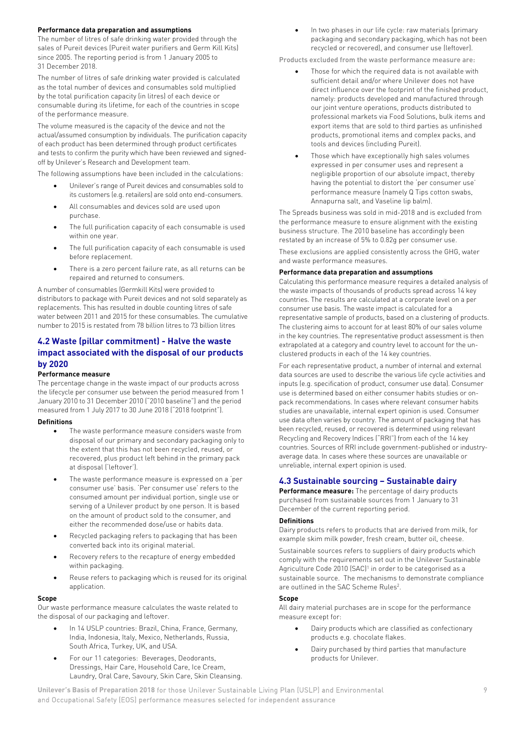#### Performance data preparation and assumptions

The number of litres of safe drinking water provided through the sales of Pureit devices (Pureit water purifiers and Germ Kill Kits) since 2005. The reporting period is from 1 January 2005 to 31 December 2018.

The number of litres of safe drinking water provided is calculated as the total number of devices and consumables sold multiplied by the total purification capacity (in litres) of each device or consumable during its lifetime, for each of the countries in scope of the performance measure.

The volume measured is the capacity of the device and not the actual/assumed consumption by individuals. The purification capacity of each product has been determined through product certificates and tests to confirm the purity which have been reviewed and signed-off by Unilever's Research and Development team.

The following assumptions have been included in the calculations:

- Unilever's range of Pureit devices and consumables sold to its customers (e.g. retailers) are sold onto end-consumers.
- All consumables and devices sold are used upon purchase.
- The full purification capacity of each consumable is used within one year.
- The full purification capacity of each consumable is used before replacement.
- There is a zero percent failure rate, as all returns can be repaired and returned to consumers.

A number of consumables (Germkill Kits) were provided to distributors to package with Pureit devices and not sold separately as replacements. This has resulted in double counting litres of safe water between 2011 and 2015 for these consumables. The cumulative number to 2015 is restated from 78 billion litres to 73 billion litres

## 4.2 Waste (pillar commitment) - Halve the waste impact associated with the disposal of our products by 2020

#### Performance measure

The percentage change in the waste impact of our products across the lifecycle per consumer use between the period measured from 1 January 2010 to 31 December 2010 ("2010 baseline") and the period measured from 1 July 2017 to 30 June 2018 ("2018 footprint").

#### Definitions

- The waste performance measure considers waste from disposal of our primary and secondary packaging only to the extent that this has not been recycled, reused, or recovered, plus product left behind in the primary pack at disposal ('leftover').
- The waste performance measure is expressed on a 'per consumer use' basis. 'Per consumer use' refers to the consumed amount per individual portion, single use or serving of a Unilever product by one person. It is based on the amount of product sold to the consumer, and either the recommended dose/use or habits data.
- Recycled packaging refers to packaging that has been converted back into its original material.
- Recovery refers to the recapture of energy embedded within packaging.
- Reuse refers to packaging which is reused for its original application.

#### Scope

Our waste performance measure calculates the waste related to the disposal of our packaging and leftover.

- In 14 USLP countries: Brazil, China, France, Germany, India, Indonesia, Italy, Mexico, Netherlands, Russia, South Africa, Turkey, UK, and USA.
- For our 11 categories: Beverages, Deodorants, Dressings, Hair Care, Household Care, Ice Cream, Laundry, Oral Care, Savoury, Skin Care, Skin Cleansing.
- In two phases in our life cycle: raw materials (primary packaging and secondary packaging, which has not been recycled or recovered), and consumer use (leftover).

Products excluded from the waste performance measure are:

- Those for which the required data is not available with sufficient detail and/or where Unilever does not have direct influence over the footprint of the finished product, namely: products developed and manufactured through our joint venture operations, products distributed to professional markets via Food Solutions, bulk items and export items that are sold to third parties as unfinished products, promotional items and complex packs, and tools and devices (including Pureit).
- Those which have exceptionally high sales volumes expressed in per consumer uses and represent a negligible proportion of our absolute impact, thereby having the potential to distort the 'per consumer use' performance measure (namely Q Tips cotton swabs, Annapurna salt, and Vaseline lip balm).

The Spreads business was sold in mid-2018 and is excluded from the performance measure to ensure alignment with the existing business structure. The 2010 baseline has accordingly been restated by an increase of 5% to 0.82g per consumer use.

These exclusions are applied consistently across the GHG, water and waste performance measures.

#### Performance data preparation and assumptions

Calculating this performance measure requires a detailed analysis of the waste impacts of thousands of products spread across 14 key countries. The results are calculated at a corporate level on a per consumer use basis. The waste impact is calculated for a representative sample of products, based on a clustering of products. The clustering aims to account for at least 80% of our sales volume in the key countries. The representative product assessment is then extrapolated at a category and country level to account for the un-clustered products in each of the 14 key countries.

For each representative product, a number of internal and external data sources are used to describe the various life cycle activities and inputs (e.g. specification of product, consumer use data). Consumer use is determined based on either consumer habits studies or on-pack recommendations. In cases where relevant consumer habits studies are unavailable, internal expert opinion is used. Consumer use data often varies by country. The amount of packaging that has been recycled, reused, or recovered is determined using relevant Recycling and Recovery Indices ("RRI") from each of the 14 key countries. Sources of RRI include government-published or industry-average data. In cases where these sources are unavailable or unreliable, internal expert opinion is used.

## 4.3 Sustainable sourcing – Sustainable dairy

**Performance measure:** The percentage of dairy products purchased from sustainable sources from 1 January to 31 December of the current reporting period.

#### Definitions

Dairy products refers to products that are derived from milk, for example skim milk powder, fresh cream, butter oil, cheese.

Sustainable sources refers to suppliers of dairy products which comply with the requirements set out in the Unilever Sustainable Agriculture Code 2010 (SAC)[1] in order to be categorised as a sustainable source. The mechanisms to demonstrate compliance are outlined in the SAC Scheme Rules[2].

#### Scope

All dairy material purchases are in scope for the performance measure except for:

- Dairy products which are classified as confectionary products e.g. chocolate flakes.
- Dairy purchased by third parties that manufacture products for Unilever.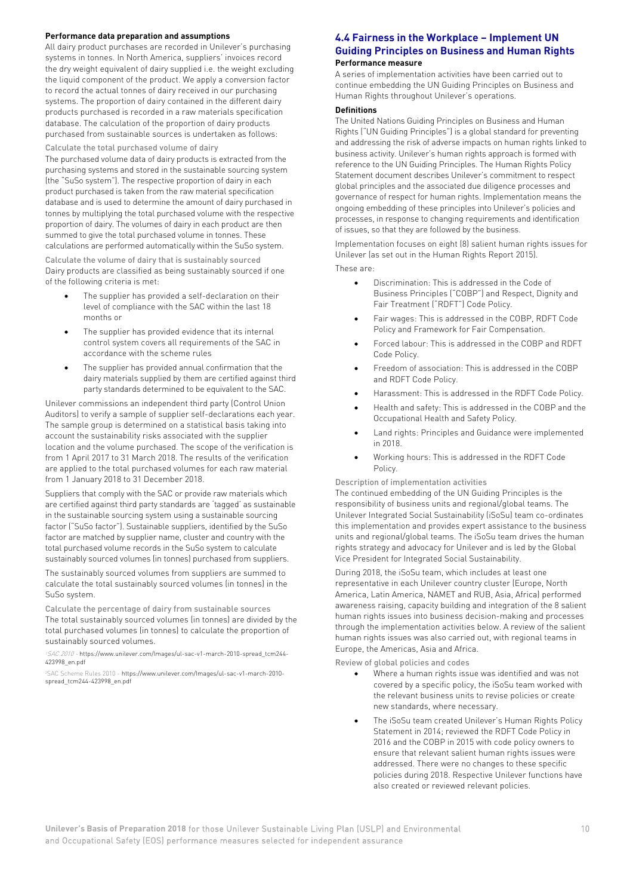**Performance data preparation and assumptions**

All dairy product purchases are recorded in Unilever's purchasing systems in tonnes. In North America, suppliers' invoices record the dry weight equivalent of dairy supplied i.e. the weight excluding the liquid component of the product. We apply a conversion factor to record the actual tonnes of dairy received in our purchasing systems. The proportion of dairy contained in the different dairy products purchased is recorded in a raw materials specification database. The calculation of the proportion of dairy products purchased from sustainable sources is undertaken as follows:

Calculate the total purchased volume of dairy

The purchased volume data of dairy products is extracted from the purchasing systems and stored in the sustainable sourcing system (the "SuSo system"). The respective proportion of dairy in each product purchased is taken from the raw material specification database and is used to determine the amount of dairy purchased in tonnes by multiplying the total purchased volume with the respective proportion of dairy. The volumes of dairy in each product are then summed to give the total purchased volume in tonnes. These calculations are performed automatically within the SuSo system.

Calculate the volume of dairy that is sustainably sourced

Dairy products are classified as being sustainably sourced if one of the following criteria is met:

- The supplier has provided a self-declaration on their level of compliance with the SAC within the last 18 months or
- The supplier has provided evidence that its internal control system covers all requirements of the SAC in accordance with the scheme rules
- The supplier has provided annual confirmation that the dairy materials supplied by them are certified against third party standards determined to be equivalent to the SAC.

Unilever commissions an independent third party (Control Union Auditors) to verify a sample of supplier self-declarations each year. The sample group is determined on a statistical basis taking into account the sustainability risks associated with the supplier location and the volume purchased. The scope of the verification is from 1 April 2017 to 31 March 2018. The results of the verification are applied to the total purchased volumes for each raw material from 1 January 2018 to 31 December 2018.

Suppliers that comply with the SAC or provide raw materials which are certified against third party standards are 'tagged' as sustainable in the sustainable sourcing system using a sustainable sourcing factor ("SuSo factor"). Sustainable suppliers, identified by the SuSo factor are matched by supplier name, cluster and country with the total purchased volume records in the SuSo system to calculate sustainably sourced volumes (in tonnes) purchased from suppliers.

The sustainably sourced volumes from suppliers are summed to calculate the total sustainably sourced volumes (in tonnes) in the SuSo system.

Calculate the percentage of dairy from sustainable sources

The total sustainably sourced volumes (in tonnes) are divided by the total purchased volumes (in tonnes) to calculate the proportion of sustainably sourced volumes.

[1] *SAC 2010* - https://www.unilever.com/Images/ul-sac-v1-march-2010-spread_tcm244-423998_en.pdf

[2] SAC Scheme Rules 2010 - https://www.unilever.com/Images/ul-sac-v1-march-2010-spread_tcm244-423998_en.pdf

## 4.4 Fairness in the Workplace – Implement UN Guiding Principles on Business and Human Rights

**Performance measure**

A series of implementation activities have been carried out to continue embedding the UN Guiding Principles on Business and Human Rights throughout Unilever's operations.

**Definitions**

The United Nations Guiding Principles on Business and Human Rights ("UN Guiding Principles") is a global standard for preventing and addressing the risk of adverse impacts on human rights linked to business activity. Unilever's human rights approach is formed with reference to the UN Guiding Principles. The Human Rights Policy Statement document describes Unilever's commitment to respect global principles and the associated due diligence processes and governance of respect for human rights. Implementation means the ongoing embedding of these principles into Unilever's policies and processes, in response to changing requirements and identification of issues, so that they are followed by the business.

Implementation focuses on eight (8) salient human rights issues for Unilever (as set out in the Human Rights Report 2015).

These are:

- Discrimination: This is addressed in the Code of Business Principles ("COBP") and Respect, Dignity and Fair Treatment ("RDFT") Code Policy.
- Fair wages: This is addressed in the COBP, RDFT Code Policy and Framework for Fair Compensation.
- Forced labour: This is addressed in the COBP and RDFT Code Policy.
- Freedom of association: This is addressed in the COBP and RDFT Code Policy.
- Harassment: This is addressed in the RDFT Code Policy.
- Health and safety: This is addressed in the COBP and the Occupational Health and Safety Policy.
- Land rights: Principles and Guidance were implemented in 2018.
- Working hours: This is addressed in the RDFT Code Policy.

Description of implementation activities

The continued embedding of the UN Guiding Principles is the responsibility of business units and regional/global teams. The Unilever Integrated Social Sustainability (iSoSu) team co-ordinates this implementation and provides expert assistance to the business units and regional/global teams. The iSoSu team drives the human rights strategy and advocacy for Unilever and is led by the Global Vice President for Integrated Social Sustainability.

During 2018, the iSoSu team, which includes at least one representative in each Unilever country cluster (Europe, North America, Latin America, NAMET and RUB, Asia, Africa) performed awareness raising, capacity building and integration of the 8 salient human rights issues into business decision-making and processes through the implementation activities below. A review of the salient human rights issues was also carried out, with regional teams in Europe, the Americas, Asia and Africa.

Review of global policies and codes

- Where a human rights issue was identified and was not covered by a specific policy, the iSoSu team worked with the relevant business units to revise policies or create new standards, where necessary.
- The iSoSu team created Unilever's Human Rights Policy Statement in 2014; reviewed the RDFT Code Policy in 2016 and the COBP in 2015 with code policy owners to ensure that relevant salient human rights issues were addressed. There were no changes to these specific policies during 2018. Respective Unilever functions have also created or reviewed relevant policies.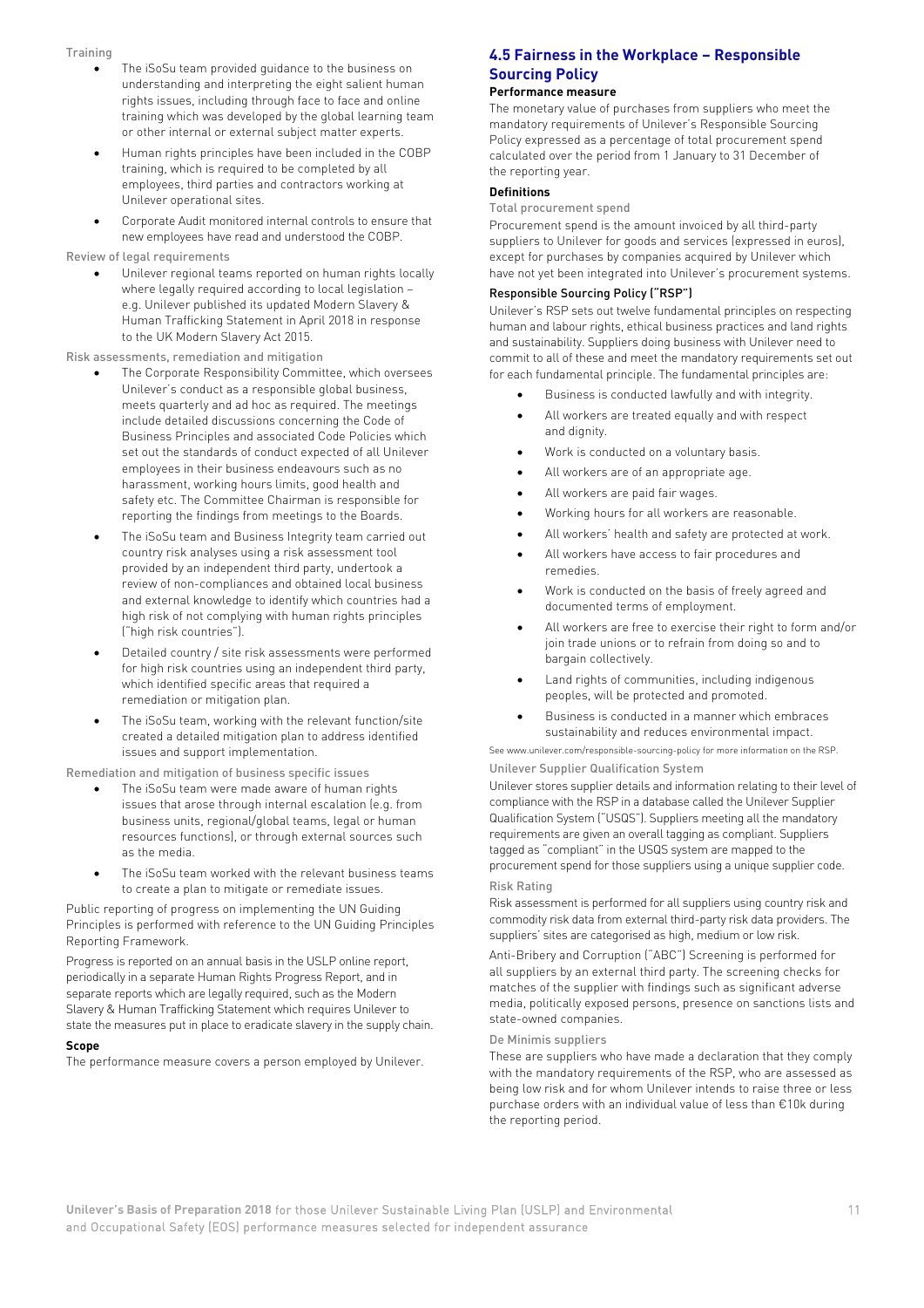Training

- The iSoSu team provided guidance to the business on understanding and interpreting the eight salient human rights issues, including through face to face and online training which was developed by the global learning team or other internal or external subject matter experts.
- Human rights principles have been included in the COBP training, which is required to be completed by all employees, third parties and contractors working at Unilever operational sites.
- Corporate Audit monitored internal controls to ensure that new employees have read and understood the COBP.

Review of legal requirements

- Unilever regional teams reported on human rights locally where legally required according to local legislation – e.g. Unilever published its updated Modern Slavery & Human Trafficking Statement in April 2018 in response to the UK Modern Slavery Act 2015.

Risk assessments, remediation and mitigation

- The Corporate Responsibility Committee, which oversees Unilever's conduct as a responsible global business, meets quarterly and ad hoc as required. The meetings include detailed discussions concerning the Code of Business Principles and associated Code Policies which set out the standards of conduct expected of all Unilever employees in their business endeavours such as no harassment, working hours limits, good health and safety etc. The Committee Chairman is responsible for reporting the findings from meetings to the Boards.
- The iSoSu team and Business Integrity team carried out country risk analyses using a risk assessment tool provided by an independent third party, undertook a review of non-compliances and obtained local business and external knowledge to identify which countries had a high risk of not complying with human rights principles ("high risk countries").
- Detailed country / site risk assessments were performed for high risk countries using an independent third party, which identified specific areas that required a remediation or mitigation plan.
- The iSoSu team, working with the relevant function/site created a detailed mitigation plan to address identified issues and support implementation.

Remediation and mitigation of business specific issues

- The iSoSu team were made aware of human rights issues that arose through internal escalation (e.g. from business units, regional/global teams, legal or human resources functions), or through external sources such as the media.
- The iSoSu team worked with the relevant business teams to create a plan to mitigate or remediate issues.

Public reporting of progress on implementing the UN Guiding Principles is performed with reference to the UN Guiding Principles Reporting Framework.

Progress is reported on an annual basis in the USLP online report, periodically in a separate Human Rights Progress Report, and in separate reports which are legally required, such as the Modern Slavery & Human Trafficking Statement which requires Unilever to state the measures put in place to eradicate slavery in the supply chain.

**Scope**

The performance measure covers a person employed by Unilever.

## 4.5 Fairness in the Workplace – Responsible Sourcing Policy

**Performance measure**

The monetary value of purchases from suppliers who meet the mandatory requirements of Unilever's Responsible Sourcing Policy expressed as a percentage of total procurement spend calculated over the period from 1 January to 31 December of the reporting year.

**Definitions**

Total procurement spend

Procurement spend is the amount invoiced by all third-party suppliers to Unilever for goods and services (expressed in euros), except for purchases by companies acquired by Unilever which have not yet been integrated into Unilever's procurement systems.

Responsible Sourcing Policy ("RSP")

Unilever's RSP sets out twelve fundamental principles on respecting human and labour rights, ethical business practices and land rights and sustainability. Suppliers doing business with Unilever need to commit to all of these and meet the mandatory requirements set out for each fundamental principle. The fundamental principles are:

- Business is conducted lawfully and with integrity.
- All workers are treated equally and with respect and dignity.
- Work is conducted on a voluntary basis.
- All workers are of an appropriate age.
- All workers are paid fair wages.
- Working hours for all workers are reasonable.
- All workers' health and safety are protected at work.
- All workers have access to fair procedures and remedies.
- Work is conducted on the basis of freely agreed and documented terms of employment.
- All workers are free to exercise their right to form and/or join trade unions or to refrain from doing so and to bargain collectively.
- Land rights of communities, including indigenous peoples, will be protected and promoted.
- Business is conducted in a manner which embraces sustainability and reduces environmental impact.

See www.unilever.com/responsible-sourcing-policy for more information on the RSP.

Unilever Supplier Qualification System

Unilever stores supplier details and information relating to their level of compliance with the RSP in a database called the Unilever Supplier Qualification System ("USQS"). Suppliers meeting all the mandatory requirements are given an overall tagging as compliant. Suppliers tagged as "compliant" in the USQS system are mapped to the procurement spend for those suppliers using a unique supplier code.

Risk Rating

Risk assessment is performed for all suppliers using country risk and commodity risk data from external third-party risk data providers. The suppliers' sites are categorised as high, medium or low risk.

Anti-Bribery and Corruption ("ABC") Screening is performed for all suppliers by an external third party. The screening checks for matches of the supplier with findings such as significant adverse media, politically exposed persons, presence on sanctions lists and state-owned companies.

De Minimis suppliers

These are suppliers who have made a declaration that they comply with the mandatory requirements of the RSP, who are assessed as being low risk and for whom Unilever intends to raise three or less purchase orders with an individual value of less than €10k during the reporting period.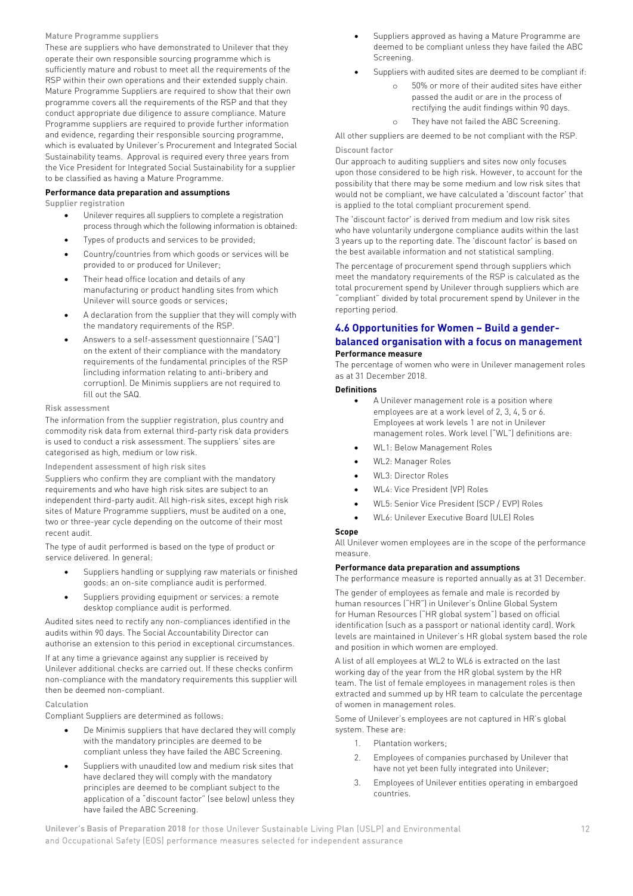Mature Programme suppliers

These are suppliers who have demonstrated to Unilever that they operate their own responsible sourcing programme which is sufficiently mature and robust to meet all the requirements of the RSP within their own operations and their extended supply chain. Mature Programme Suppliers are required to show that their own programme covers all the requirements of the RSP and that they conduct appropriate due diligence to assure compliance. Mature Programme suppliers are required to provide further information and evidence, regarding their responsible sourcing programme, which is evaluated by Unilever's Procurement and Integrated Social Sustainability teams. Approval is required every three years from the Vice President for Integrated Social Sustainability for a supplier to be classified as having a Mature Programme.

**Performance data preparation and assumptions**

Supplier registration

- Unilever requires all suppliers to complete a registration process through which the following information is obtained:
- Types of products and services to be provided;
- Country/countries from which goods or services will be provided to or produced for Unilever;
- Their head office location and details of any manufacturing or product handling sites from which Unilever will source goods or services;
- A declaration from the supplier that they will comply with the mandatory requirements of the RSP.
- Answers to a self-assessment questionnaire ("SAQ") on the extent of their compliance with the mandatory requirements of the fundamental principles of the RSP (including information relating to anti-bribery and corruption). De Minimis suppliers are not required to fill out the SAQ.

Risk assessment

The information from the supplier registration, plus country and commodity risk data from external third-party risk data providers is used to conduct a risk assessment. The suppliers' sites are categorised as high, medium or low risk.

Independent assessment of high risk sites

Suppliers who confirm they are compliant with the mandatory requirements and who have high risk sites are subject to an independent third-party audit. All high-risk sites, except high risk sites of Mature Programme suppliers, must be audited on a one, two or three-year cycle depending on the outcome of their most recent audit.

The type of audit performed is based on the type of product or service delivered. In general:

- Suppliers handling or supplying raw materials or finished goods: an on-site compliance audit is performed.
- Suppliers providing equipment or services: a remote desktop compliance audit is performed.

Audited sites need to rectify any non-compliances identified in the audits within 90 days. The Social Accountability Director can authorise an extension to this period in exceptional circumstances.

If at any time a grievance against any supplier is received by Unilever additional checks are carried out. If these checks confirm non-compliance with the mandatory requirements this supplier will then be deemed non-compliant.

Calculation

Compliant Suppliers are determined as follows:

- De Minimis suppliers that have declared they will comply with the mandatory principles are deemed to be compliant unless they have failed the ABC Screening.
- Suppliers with unaudited low and medium risk sites that have declared they will comply with the mandatory principles are deemed to be compliant subject to the application of a "discount factor" (see below) unless they have failed the ABC Screening.
- Suppliers approved as having a Mature Programme are deemed to be compliant unless they have failed the ABC Screening.
- Suppliers with audited sites are deemed to be compliant if:
    - 50% or more of their audited sites have either passed the audit or are in the process of rectifying the audit findings within 90 days.
    - They have not failed the ABC Screening.

All other suppliers are deemed to be not compliant with the RSP.

Discount factor

Our approach to auditing suppliers and sites now only focuses upon those considered to be high risk. However, to account for the possibility that there may be some medium and low risk sites that would not be compliant, we have calculated a 'discount factor' that is applied to the total compliant procurement spend.

The 'discount factor' is derived from medium and low risk sites who have voluntarily undergone compliance audits within the last 3 years up to the reporting date. The 'discount factor' is based on the best available information and not statistical sampling.

The percentage of procurement spend through suppliers which meet the mandatory requirements of the RSP is calculated as the total procurement spend by Unilever through suppliers which are "compliant" divided by total procurement spend by Unilever in the reporting period.

## 4.6 Opportunities for Women – Build a gender-balanced organisation with a focus on management

**Performance measure**

The percentage of women who were in Unilever management roles as at 31 December 2018.

**Definitions**

- A Unilever management role is a position where employees are at a work level of 2, 3, 4, 5 or 6. Employees at work levels 1 are not in Unilever management roles. Work level ("WL") definitions are:
- WL1: Below Management Roles
- WL2: Manager Roles
- WL3: Director Roles
- WL4: Vice President (VP) Roles
- WL5: Senior Vice President (SCP / EVP) Roles
- WL6: Unilever Executive Board (ULE) Roles

**Scope**

All Unilever women employees are in the scope of the performance measure.

**Performance data preparation and assumptions**

The performance measure is reported annually as at 31 December.

The gender of employees as female and male is recorded by human resources ("HR") in Unilever's Online Global System for Human Resources ("HR global system") based on official identification (such as a passport or national identity card). Work levels are maintained in Unilever's HR global system based the role and position in which women are employed.

A list of all employees at WL2 to WL6 is extracted on the last working day of the year from the HR global system by the HR team. The list of female employees in management roles is then extracted and summed up by HR team to calculate the percentage of women in management roles.

Some of Unilever's employees are not captured in HR's global system. These are:

1. Plantation workers;
2. Employees of companies purchased by Unilever that have not yet been fully integrated into Unilever;
3. Employees of Unilever entities operating in embargoed countries.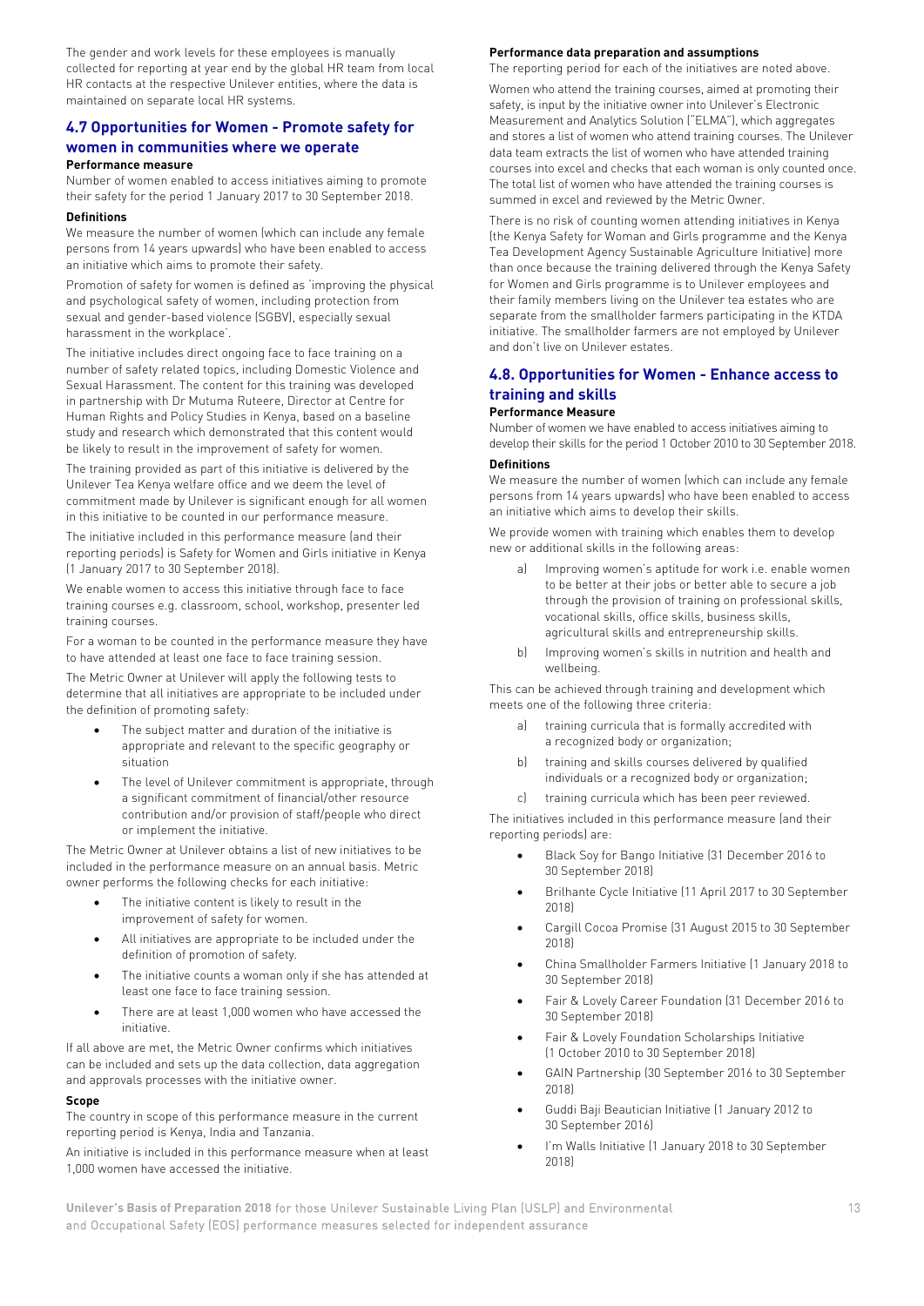The gender and work levels for these employees is manually collected for reporting at year end by the global HR team from local HR contacts at the respective Unilever entities, where the data is maintained on separate local HR systems.

## 4.7 Opportunities for Women - Promote safety for women in communities where we operate

**Performance measure**

Number of women enabled to access initiatives aiming to promote their safety for the period 1 January 2017 to 30 September 2018.

**Definitions**

We measure the number of women (which can include any female persons from 14 years upwards) who have been enabled to access an initiative which aims to promote their safety.

Promotion of safety for women is defined as 'improving the physical and psychological safety of women, including protection from sexual and gender-based violence (SGBV), especially sexual harassment in the workplace'.

The initiative includes direct ongoing face to face training on a number of safety related topics, including Domestic Violence and Sexual Harassment. The content for this training was developed in partnership with Dr Mutuma Ruteere, Director at Centre for Human Rights and Policy Studies in Kenya, based on a baseline study and research which demonstrated that this content would be likely to result in the improvement of safety for women.

The training provided as part of this initiative is delivered by the Unilever Tea Kenya welfare office and we deem the level of commitment made by Unilever is significant enough for all women in this initiative to be counted in our performance measure.

The initiative included in this performance measure (and their reporting periods) is Safety for Women and Girls initiative in Kenya (1 January 2017 to 30 September 2018).

We enable women to access this initiative through face to face training courses e.g. classroom, school, workshop, presenter led training courses.

For a woman to be counted in the performance measure they have to have attended at least one face to face training session.

The Metric Owner at Unilever will apply the following tests to determine that all initiatives are appropriate to be included under the definition of promoting safety:

- The subject matter and duration of the initiative is appropriate and relevant to the specific geography or situation
- The level of Unilever commitment is appropriate, through a significant commitment of financial/other resource contribution and/or provision of staff/people who direct or implement the initiative.

The Metric Owner at Unilever obtains a list of new initiatives to be included in the performance measure on an annual basis. Metric owner performs the following checks for each initiative:

- The initiative content is likely to result in the improvement of safety for women.
- All initiatives are appropriate to be included under the definition of promotion of safety.
- The initiative counts a woman only if she has attended at least one face to face training session.
- There are at least 1,000 women who have accessed the initiative.

If all above are met, the Metric Owner confirms which initiatives can be included and sets up the data collection, data aggregation and approvals processes with the initiative owner.

**Scope**

The country in scope of this performance measure in the current reporting period is Kenya, India and Tanzania.

An initiative is included in this performance measure when at least 1,000 women have accessed the initiative.

**Performance data preparation and assumptions**

The reporting period for each of the initiatives are noted above.

Women who attend the training courses, aimed at promoting their safety, is input by the initiative owner into Unilever's Electronic Measurement and Analytics Solution ("ELMA"), which aggregates and stores a list of women who attend training courses. The Unilever data team extracts the list of women who have attended training courses into excel and checks that each woman is only counted once. The total list of women who have attended the training courses is summed in excel and reviewed by the Metric Owner.

There is no risk of counting women attending initiatives in Kenya (the Kenya Safety for Woman and Girls programme and the Kenya Tea Development Agency Sustainable Agriculture Initiative) more than once because the training delivered through the Kenya Safety for Women and Girls programme is to Unilever employees and their family members living on the Unilever tea estates who are separate from the smallholder farmers participating in the KTDA initiative. The smallholder farmers are not employed by Unilever and don't live on Unilever estates.

## 4.8. Opportunities for Women - Enhance access to training and skills

**Performance Measure**

Number of women we have enabled to access initiatives aiming to develop their skills for the period 1 October 2010 to 30 September 2018.

**Definitions**

We measure the number of women (which can include any female persons from 14 years upwards) who have been enabled to access an initiative which aims to develop their skills.

We provide women with training which enables them to develop new or additional skills in the following areas:

a) Improving women's aptitude for work i.e. enable women to be better at their jobs or better able to secure a job through the provision of training on professional skills, vocational skills, office skills, business skills, agricultural skills and entrepreneurship skills.

b) Improving women's skills in nutrition and health and wellbeing.

This can be achieved through training and development which meets one of the following three criteria:

a) training curricula that is formally accredited with a recognized body or organization;

b) training and skills courses delivered by qualified individuals or a recognized body or organization;

c) training curricula which has been peer reviewed.

The initiatives included in this performance measure (and their reporting periods) are:

- Black Soy for Bango Initiative (31 December 2016 to 30 September 2018)
- Brilhante Cycle Initiative (11 April 2017 to 30 September 2018)
- Cargill Cocoa Promise (31 August 2015 to 30 September 2018)
- China Smallholder Farmers Initiative (1 January 2018 to 30 September 2018)
- Fair & Lovely Career Foundation (31 December 2016 to 30 September 2018)
- Fair & Lovely Foundation Scholarships Initiative (1 October 2010 to 30 September 2018)
- GAIN Partnership (30 September 2016 to 30 September 2018)
- Guddi Baji Beautician Initiative (1 January 2012 to 30 September 2016)
- I'm Walls Initiative (1 January 2018 to 30 September 2018)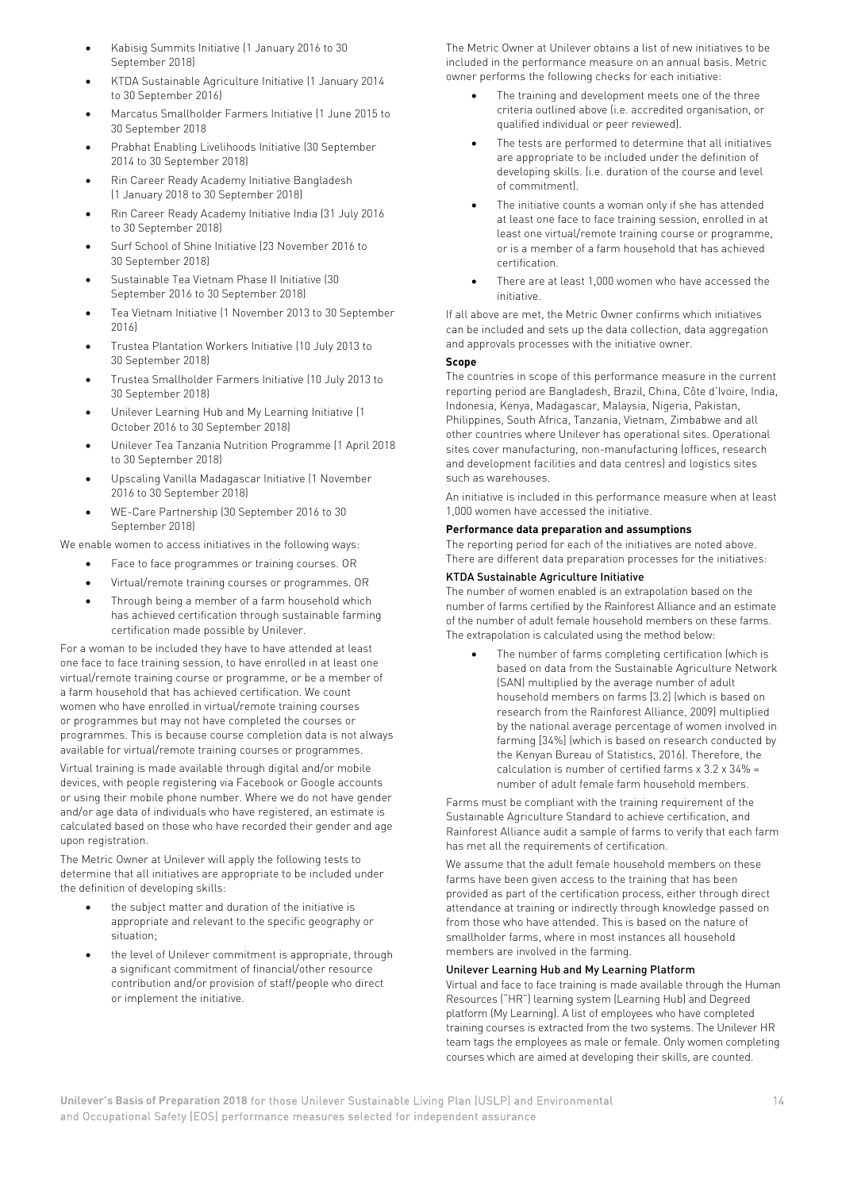- Kabisig Summits Initiative (1 January 2016 to 30 September 2018)
- KTDA Sustainable Agriculture Initiative (1 January 2014 to 30 September 2016)
- Marcatus Smallholder Farmers Initiative (1 June 2015 to 30 September 2018
- Prabhat Enabling Livelihoods Initiative (30 September 2014 to 30 September 2018)
- Rin Career Ready Academy Initiative Bangladesh (1 January 2018 to 30 September 2018)
- Rin Career Ready Academy Initiative India (31 July 2016 to 30 September 2018)
- Surf School of Shine Initiative (23 November 2016 to 30 September 2018)
- Sustainable Tea Vietnam Phase II Initiative (30 September 2016 to 30 September 2018)
- Tea Vietnam Initiative (1 November 2013 to 30 September 2016)
- Trustea Plantation Workers Initiative (10 July 2013 to 30 September 2018)
- Trustea Smallholder Farmers Initiative (10 July 2013 to 30 September 2018)
- Unilever Learning Hub and My Learning Initiative (1 October 2016 to 30 September 2018)
- Unilever Tea Tanzania Nutrition Programme (1 April 2018 to 30 September 2018)
- Upscaling Vanilla Madagascar Initiative (1 November 2016 to 30 September 2018)
- WE-Care Partnership (30 September 2016 to 30 September 2018)

We enable women to access initiatives in the following ways:

- Face to face programmes or training courses. OR
- Virtual/remote training courses or programmes. OR
- Through being a member of a farm household which has achieved certification through sustainable farming certification made possible by Unilever.

For a woman to be included they have to have attended at least one face to face training session, to have enrolled in at least one virtual/remote training course or programme, or be a member of a farm household that has achieved certification. We count women who have enrolled in virtual/remote training courses or programmes but may not have completed the courses or programmes. This is because course completion data is not always available for virtual/remote training courses or programmes.

Virtual training is made available through digital and/or mobile devices, with people registering via Facebook or Google accounts or using their mobile phone number. Where we do not have gender and/or age data of individuals who have registered, an estimate is calculated based on those who have recorded their gender and age upon registration.

The Metric Owner at Unilever will apply the following tests to determine that all initiatives are appropriate to be included under the definition of developing skills:

- the subject matter and duration of the initiative is appropriate and relevant to the specific geography or situation;
- the level of Unilever commitment is appropriate, through a significant commitment of financial/other resource contribution and/or provision of staff/people who direct or implement the initiative.

The Metric Owner at Unilever obtains a list of new initiatives to be included in the performance measure on an annual basis. Metric owner performs the following checks for each initiative:

- The training and development meets one of the three criteria outlined above (i.e. accredited organisation, or qualified individual or peer reviewed).
- The tests are performed to determine that all initiatives are appropriate to be included under the definition of developing skills. (i.e. duration of the course and level of commitment).
- The initiative counts a woman only if she has attended at least one face to face training session, enrolled in at least one virtual/remote training course or programme, or is a member of a farm household that has achieved certification.
- There are at least 1,000 women who have accessed the initiative.

If all above are met, the Metric Owner confirms which initiatives can be included and sets up the data collection, data aggregation and approvals processes with the initiative owner.

**Scope**

The countries in scope of this performance measure in the current reporting period are Bangladesh, Brazil, China, Côte d'Ivoire, India, Indonesia, Kenya, Madagascar, Malaysia, Nigeria, Pakistan, Philippines, South Africa, Tanzania, Vietnam, Zimbabwe and all other countries where Unilever has operational sites. Operational sites cover manufacturing, non-manufacturing (offices, research and development facilities and data centres) and logistics sites such as warehouses.

An initiative is included in this performance measure when at least 1,000 women have accessed the initiative.

**Performance data preparation and assumptions**

The reporting period for each of the initiatives are noted above. There are different data preparation processes for the initiatives:

**KTDA Sustainable Agriculture Initiative**

The number of women enabled is an extrapolation based on the number of farms certified by the Rainforest Alliance and an estimate of the number of adult female household members on these farms. The extrapolation is calculated using the method below:

- The number of farms completing certification (which is based on data from the Sustainable Agriculture Network (SAN) multiplied by the average number of adult household members on farms (3.2) (which is based on research from the Rainforest Alliance, 2009) multiplied by the national average percentage of women involved in farming (34%) (which is based on research conducted by the Kenyan Bureau of Statistics, 2016). Therefore, the calculation is number of certified farms x 3.2 x 34% = number of adult female farm household members.

Farms must be compliant with the training requirement of the Sustainable Agriculture Standard to achieve certification, and Rainforest Alliance audit a sample of farms to verify that each farm has met all the requirements of certification.

We assume that the adult female household members on these farms have been given access to the training that has been provided as part of the certification process, either through direct attendance at training or indirectly through knowledge passed on from those who have attended. This is based on the nature of smallholder farms, where in most instances all household members are involved in the farming.

**Unilever Learning Hub and My Learning Platform**

Virtual and face to face training is made available through the Human Resources ("HR") learning system (Learning Hub) and Degreed platform (My Learning). A list of employees who have completed training courses is extracted from the two systems. The Unilever HR team tags the employees as male or female. Only women completing courses which are aimed at developing their skills, are counted.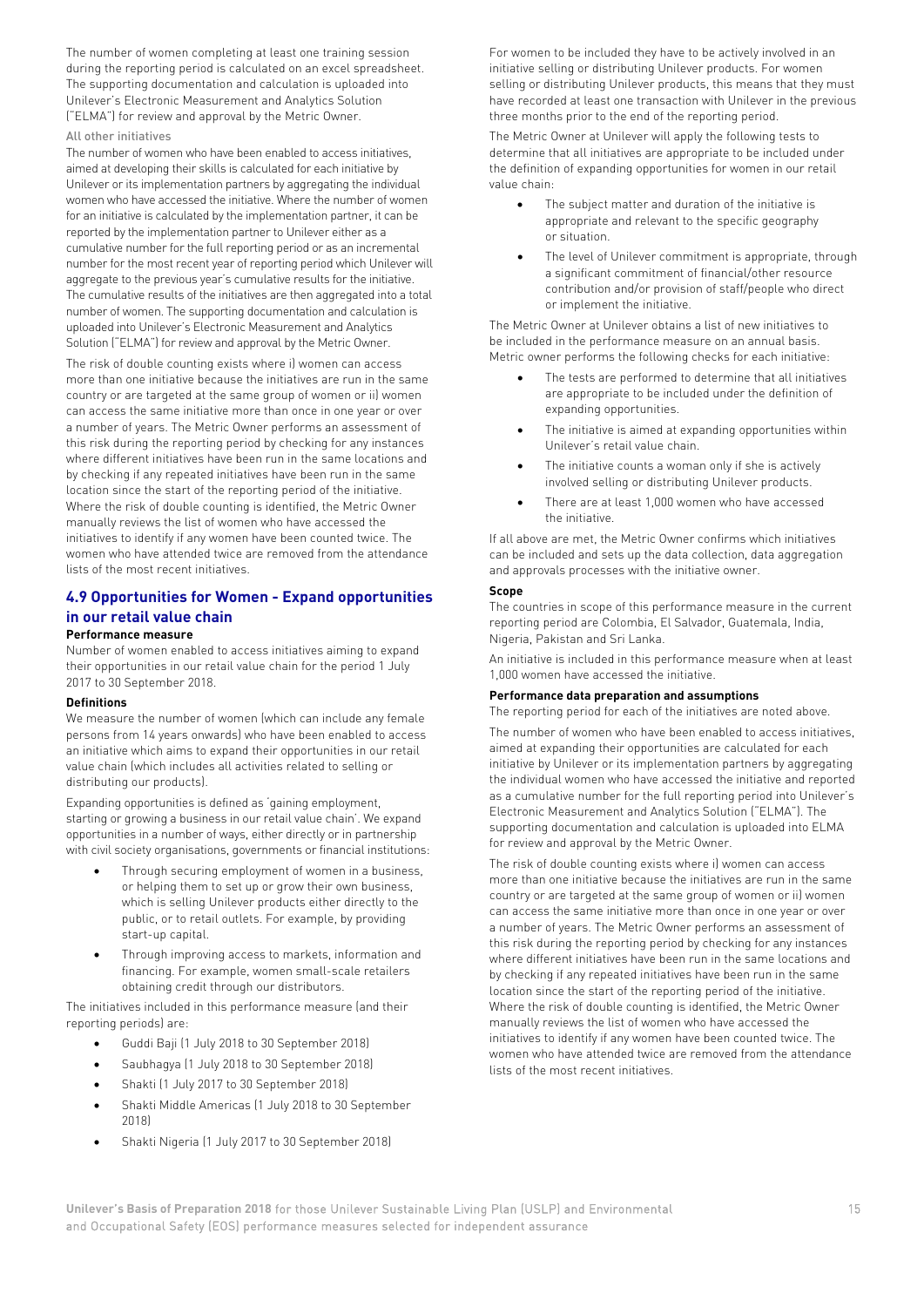The number of women completing at least one training session during the reporting period is calculated on an excel spreadsheet. The supporting documentation and calculation is uploaded into Unilever's Electronic Measurement and Analytics Solution ("ELMA") for review and approval by the Metric Owner.

All other initiatives

The number of women who have been enabled to access initiatives, aimed at developing their skills is calculated for each initiative by Unilever or its implementation partners by aggregating the individual women who have accessed the initiative. Where the number of women for an initiative is calculated by the implementation partner, it can be reported by the implementation partner to Unilever either as a cumulative number for the full reporting period or as an incremental number for the most recent year of reporting period which Unilever will aggregate to the previous year's cumulative results for the initiative. The cumulative results of the initiatives are then aggregated into a total number of women. The supporting documentation and calculation is uploaded into Unilever's Electronic Measurement and Analytics Solution ("ELMA") for review and approval by the Metric Owner.

The risk of double counting exists where i) women can access more than one initiative because the initiatives are run in the same country or are targeted at the same group of women or ii) women can access the same initiative more than once in one year or over a number of years. The Metric Owner performs an assessment of this risk during the reporting period by checking for any instances where different initiatives have been run in the same locations and by checking if any repeated initiatives have been run in the same location since the start of the reporting period of the initiative. Where the risk of double counting is identified, the Metric Owner manually reviews the list of women who have accessed the initiatives to identify if any women have been counted twice. The women who have attended twice are removed from the attendance lists of the most recent initiatives.

## 4.9 Opportunities for Women - Expand opportunities in our retail value chain

**Performance measure**

Number of women enabled to access initiatives aiming to expand their opportunities in our retail value chain for the period 1 July 2017 to 30 September 2018.

**Definitions**

We measure the number of women (which can include any female persons from 14 years onwards) who have been enabled to access an initiative which aims to expand their opportunities in our retail value chain (which includes all activities related to selling or distributing our products).

Expanding opportunities is defined as 'gaining employment, starting or growing a business in our retail value chain'. We expand opportunities in a number of ways, either directly or in partnership with civil society organisations, governments or financial institutions:

- Through securing employment of women in a business, or helping them to set up or grow their own business, which is selling Unilever products either directly to the public, or to retail outlets. For example, by providing start-up capital.
- Through improving access to markets, information and financing. For example, women small-scale retailers obtaining credit through our distributors.

The initiatives included in this performance measure (and their reporting periods) are:

- Guddi Baji (1 July 2018 to 30 September 2018)
- Saubhagya (1 July 2018 to 30 September 2018)
- Shakti (1 July 2017 to 30 September 2018)
- Shakti Middle Americas (1 July 2018 to 30 September 2018)
- Shakti Nigeria (1 July 2017 to 30 September 2018)

For women to be included they have to be actively involved in an initiative selling or distributing Unilever products. For women selling or distributing Unilever products, this means that they must have recorded at least one transaction with Unilever in the previous three months prior to the end of the reporting period.

The Metric Owner at Unilever will apply the following tests to determine that all initiatives are appropriate to be included under the definition of expanding opportunities for women in our retail value chain:

- The subject matter and duration of the initiative is appropriate and relevant to the specific geography or situation.
- The level of Unilever commitment is appropriate, through a significant commitment of financial/other resource contribution and/or provision of staff/people who direct or implement the initiative.

The Metric Owner at Unilever obtains a list of new initiatives to be included in the performance measure on an annual basis. Metric owner performs the following checks for each initiative:

- The tests are performed to determine that all initiatives are appropriate to be included under the definition of expanding opportunities.
- The initiative is aimed at expanding opportunities within Unilever's retail value chain.
- The initiative counts a woman only if she is actively involved selling or distributing Unilever products.
- There are at least 1,000 women who have accessed the initiative.

If all above are met, the Metric Owner confirms which initiatives can be included and sets up the data collection, data aggregation and approvals processes with the initiative owner.

**Scope**

The countries in scope of this performance measure in the current reporting period are Colombia, El Salvador, Guatemala, India, Nigeria, Pakistan and Sri Lanka.

An initiative is included in this performance measure when at least 1,000 women have accessed the initiative.

**Performance data preparation and assumptions**

The reporting period for each of the initiatives are noted above.

The number of women who have been enabled to access initiatives, aimed at expanding their opportunities are calculated for each initiative by Unilever or its implementation partners by aggregating the individual women who have accessed the initiative and reported as a cumulative number for the full reporting period into Unilever's Electronic Measurement and Analytics Solution ("ELMA"). The supporting documentation and calculation is uploaded into ELMA for review and approval by the Metric Owner.

The risk of double counting exists where i) women can access more than one initiative because the initiatives are run in the same country or are targeted at the same group of women or ii) women can access the same initiative more than once in one year or over a number of years. The Metric Owner performs an assessment of this risk during the reporting period by checking for any instances where different initiatives have been run in the same locations and by checking if any repeated initiatives have been run in the same location since the start of the reporting period of the initiative. Where the risk of double counting is identified, the Metric Owner manually reviews the list of women who have accessed the initiatives to identify if any women have been counted twice. The women who have attended twice are removed from the attendance lists of the most recent initiatives.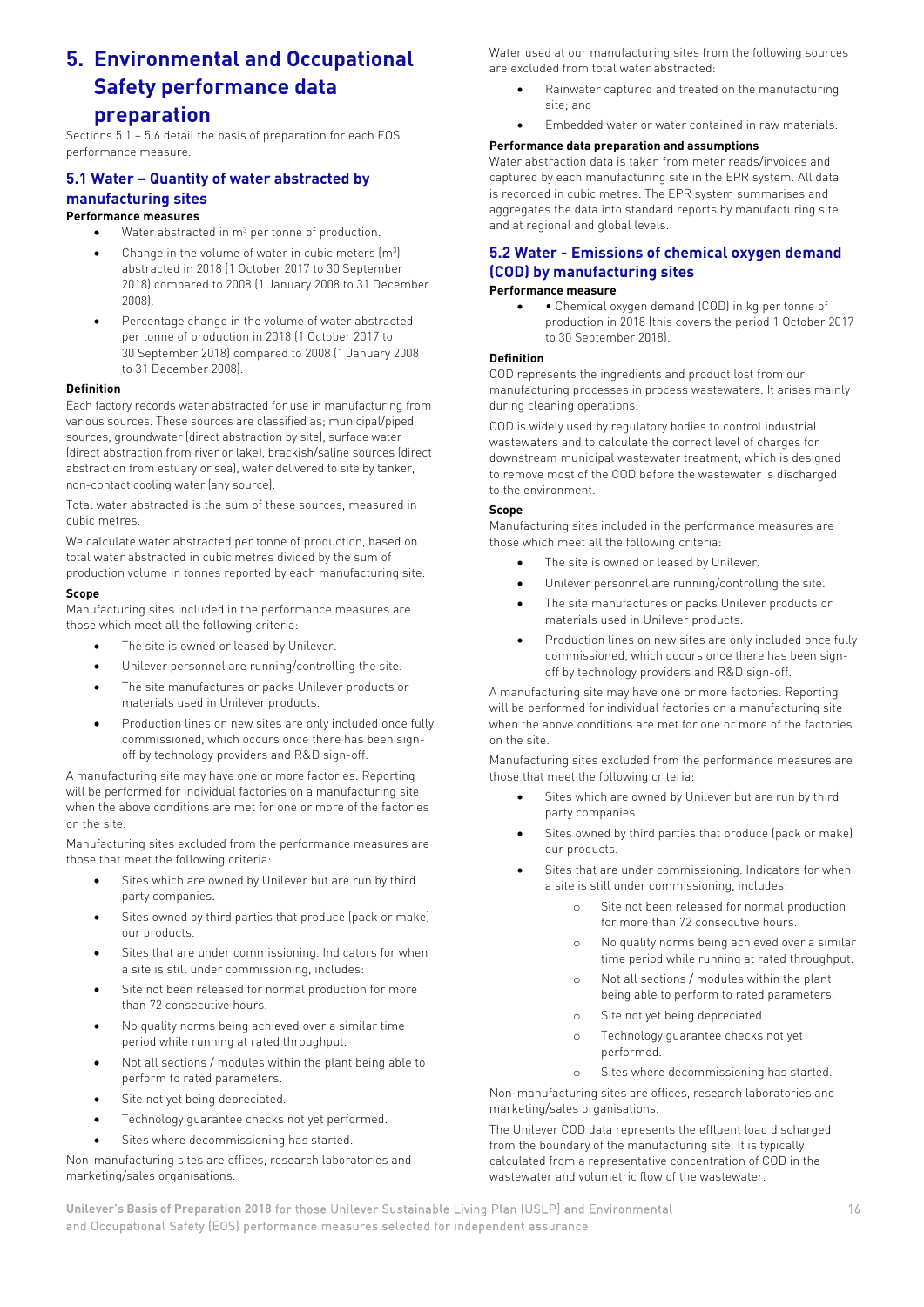// Transcribed from the page image; footer line dropped.
# 5. Environmental and Occupational Safety performance data preparation

Sections 5.1 – 5.6 detail the basis of preparation for each EOS performance measure.

## 5.1 Water – Quantity of water abstracted by manufacturing sites

**Performance measures**

- Water abstracted in $m^3$ per tonne of production.
- Change in the volume of water in cubic meters ($m^3$) abstracted in 2018 (1 October 2017 to 30 September 2018) compared to 2008 (1 January 2008 to 31 December 2008).
- Percentage change in the volume of water abstracted per tonne of production in 2018 (1 October 2017 to 30 September 2018) compared to 2008 (1 January 2008 to 31 December 2008).

**Definition**

Each factory records water abstracted for use in manufacturing from various sources. These sources are classified as; municipal/piped sources, groundwater (direct abstraction by site), surface water (direct abstraction from river or lake), brackish/saline sources (direct abstraction from estuary or sea), water delivered to site by tanker, non-contact cooling water (any source).

Total water abstracted is the sum of these sources, measured in cubic metres.

We calculate water abstracted per tonne of production, based on total water abstracted in cubic metres divided by the sum of production volume in tonnes reported by each manufacturing site.

**Scope**

Manufacturing sites included in the performance measures are those which meet all the following criteria:

- The site is owned or leased by Unilever.
- Unilever personnel are running/controlling the site.
- The site manufactures or packs Unilever products or materials used in Unilever products.
- Production lines on new sites are only included once fully commissioned, which occurs once there has been sign-off by technology providers and R&D sign-off.

A manufacturing site may have one or more factories. Reporting will be performed for individual factories on a manufacturing site when the above conditions are met for one or more of the factories on the site.

Manufacturing sites excluded from the performance measures are those that meet the following criteria:

- Sites which are owned by Unilever but are run by third party companies.
- Sites owned by third parties that produce (pack or make) our products.
- Sites that are under commissioning. Indicators for when a site is still under commissioning, includes:
- Site not been released for normal production for more than 72 consecutive hours.
- No quality norms being achieved over a similar time period while running at rated throughput.
- Not all sections / modules within the plant being able to perform to rated parameters.
- Site not yet being depreciated.
- Technology guarantee checks not yet performed.
- Sites where decommissioning has started.

Non-manufacturing sites are offices, research laboratories and marketing/sales organisations.

Water used at our manufacturing sites from the following sources are excluded from total water abstracted:

- Rainwater captured and treated on the manufacturing site; and
- Embedded water or water contained in raw materials.

**Performance data preparation and assumptions**

Water abstraction data is taken from meter reads/invoices and captured by each manufacturing site in the EPR system. All data is recorded in cubic metres. The EPR system summarises and aggregates the data into standard reports by manufacturing site and at regional and global levels.

## 5.2 Water - Emissions of chemical oxygen demand (COD) by manufacturing sites

**Performance measure**

- • Chemical oxygen demand (COD) in kg per tonne of production in 2018 (this covers the period 1 October 2017 to 30 September 2018).

**Definition**

COD represents the ingredients and product lost from our manufacturing processes in process wastewaters. It arises mainly during cleaning operations.

COD is widely used by regulatory bodies to control industrial wastewaters and to calculate the correct level of charges for downstream municipal wastewater treatment, which is designed to remove most of the COD before the wastewater is discharged to the environment.

**Scope**

Manufacturing sites included in the performance measures are those which meet all the following criteria:

- The site is owned or leased by Unilever.
- Unilever personnel are running/controlling the site.
- The site manufactures or packs Unilever products or materials used in Unilever products.
- Production lines on new sites are only included once fully commissioned, which occurs once there has been sign-off by technology providers and R&D sign-off.

A manufacturing site may have one or more factories. Reporting will be performed for individual factories on a manufacturing site when the above conditions are met for one or more of the factories on the site.

Manufacturing sites excluded from the performance measures are those that meet the following criteria:

- Sites which are owned by Unilever but are run by third party companies.
- Sites owned by third parties that produce (pack or make) our products.
- Sites that are under commissioning. Indicators for when a site is still under commissioning, includes:
    - Site not been released for normal production for more than 72 consecutive hours.
    - No quality norms being achieved over a similar time period while running at rated throughput.
    - Not all sections / modules within the plant being able to perform to rated parameters.
    - Site not yet being depreciated.
    - Technology guarantee checks not yet performed.
    - Sites where decommissioning has started.

Non-manufacturing sites are offices, research laboratories and marketing/sales organisations.

The Unilever COD data represents the effluent load discharged from the boundary of the manufacturing site. It is typically calculated from a representative concentration of COD in the wastewater and volumetric flow of the wastewater.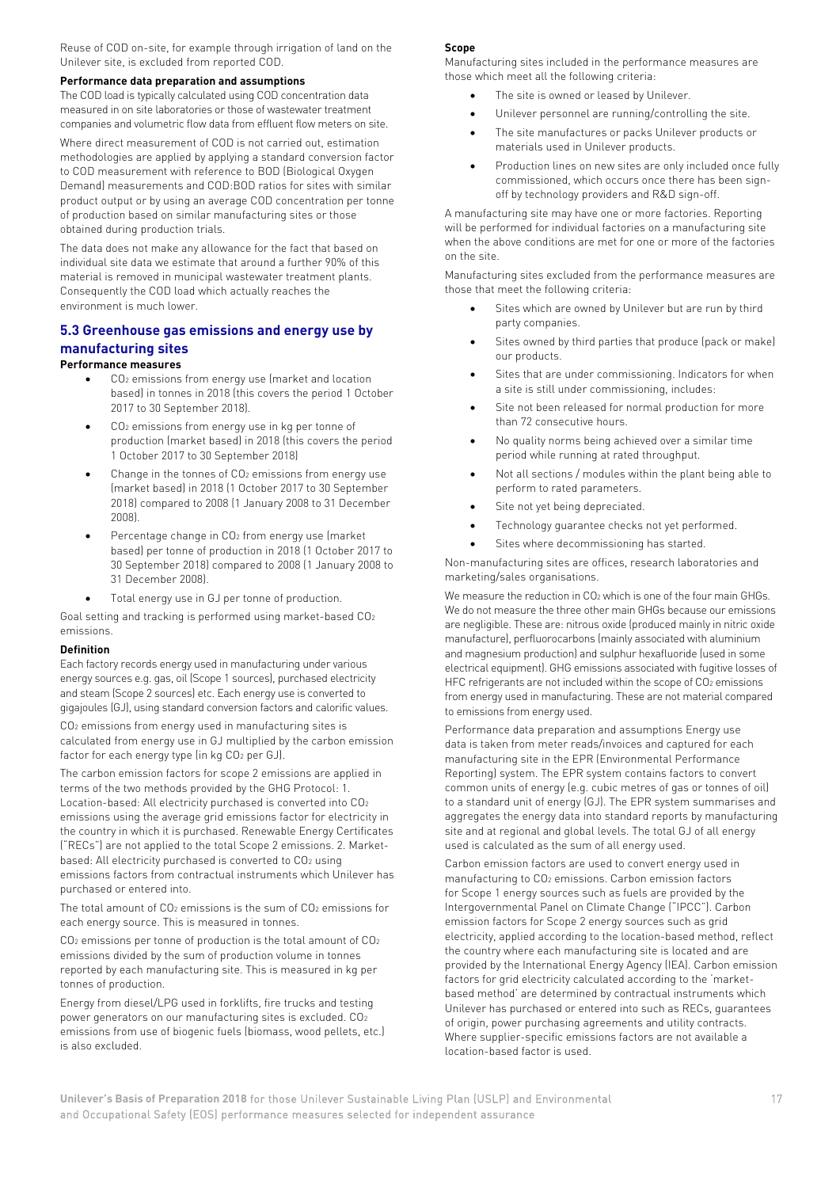Reuse of COD on-site, for example through irrigation of land on the Unilever site, is excluded from reported COD.

**Performance data preparation and assumptions**

The COD load is typically calculated using COD concentration data measured in on site laboratories or those of wastewater treatment companies and volumetric flow data from effluent flow meters on site.

Where direct measurement of COD is not carried out, estimation methodologies are applied by applying a standard conversion factor to COD measurement with reference to BOD (Biological Oxygen Demand) measurements and COD:BOD ratios for sites with similar product output or by using an average COD concentration per tonne of production based on similar manufacturing sites or those obtained during production trials.

The data does not make any allowance for the fact that based on individual site data we estimate that around a further 90% of this material is removed in municipal wastewater treatment plants. Consequently the COD load which actually reaches the environment is much lower.

## 5.3 Greenhouse gas emissions and energy use by manufacturing sites

**Performance measures**

- $CO_2$ emissions from energy use (market and location based) in tonnes in 2018 (this covers the period 1 October 2017 to 30 September 2018).
- $CO_2$ emissions from energy use in kg per tonne of production (market based) in 2018 (this covers the period 1 October 2017 to 30 September 2018)
- Change in the tonnes of $CO_2$ emissions from energy use (market based) in 2018 (1 October 2017 to 30 September 2018) compared to 2008 (1 January 2008 to 31 December 2008).
- Percentage change in $CO_2$ from energy use (market based) per tonne of production in 2018 (1 October 2017 to 30 September 2018) compared to 2008 (1 January 2008 to 31 December 2008).
- Total energy use in GJ per tonne of production.

Goal setting and tracking is performed using market-based $CO_2$ emissions.

**Definition**

Each factory records energy used in manufacturing under various energy sources e.g. gas, oil (Scope 1 sources), purchased electricity and steam (Scope 2 sources) etc. Each energy use is converted to gigajoules (GJ), using standard conversion factors and calorific values.

$CO_2$ emissions from energy used in manufacturing sites is calculated from energy use in GJ multiplied by the carbon emission factor for each energy type (in kg $CO_2$ per GJ).

The carbon emission factors for scope 2 emissions are applied in terms of the two methods provided by the GHG Protocol: 1. Location-based: All electricity purchased is converted into $CO_2$ emissions using the average grid emissions factor for electricity in the country in which it is purchased. Renewable Energy Certificates ("RECs") are not applied to the total Scope 2 emissions. 2. Market-based: All electricity purchased is converted to $CO_2$ using emissions factors from contractual instruments which Unilever has purchased or entered into.

The total amount of $CO_2$ emissions is the sum of $CO_2$ emissions for each energy source. This is measured in tonnes.

$CO_2$ emissions per tonne of production is the total amount of $CO_2$ emissions divided by the sum of production volume in tonnes reported by each manufacturing site. This is measured in kg per tonnes of production.

Energy from diesel/LPG used in forklifts, fire trucks and testing power generators on our manufacturing sites is excluded. $CO_2$ emissions from use of biogenic fuels (biomass, wood pellets, etc.) is also excluded.

**Scope**

Manufacturing sites included in the performance measures are those which meet all the following criteria:

- The site is owned or leased by Unilever.
- Unilever personnel are running/controlling the site.
- The site manufactures or packs Unilever products or materials used in Unilever products.
- Production lines on new sites are only included once fully commissioned, which occurs once there has been sign-off by technology providers and R&D sign-off.

A manufacturing site may have one or more factories. Reporting will be performed for individual factories on a manufacturing site when the above conditions are met for one or more of the factories on the site.

Manufacturing sites excluded from the performance measures are those that meet the following criteria:

- Sites which are owned by Unilever but are run by third party companies.
- Sites owned by third parties that produce (pack or make) our products.
- Sites that are under commissioning. Indicators for when a site is still under commissioning, includes:
- Site not been released for normal production for more than 72 consecutive hours.
- No quality norms being achieved over a similar time period while running at rated throughput.
- Not all sections / modules within the plant being able to perform to rated parameters.
- Site not yet being depreciated.
- Technology guarantee checks not yet performed.
- Sites where decommissioning has started.

Non-manufacturing sites are offices, research laboratories and marketing/sales organisations.

We measure the reduction in $CO_2$ which is one of the four main GHGs. We do not measure the three other main GHGs because our emissions are negligible. These are: nitrous oxide (produced mainly in nitric oxide manufacture), perfluorocarbons (mainly associated with aluminium and magnesium production) and sulphur hexafluoride (used in some electrical equipment). GHG emissions associated with fugitive losses of HFC refrigerants are not included within the scope of $CO_2$ emissions from energy used in manufacturing. These are not material compared to emissions from energy used.

Performance data preparation and assumptions Energy use data is taken from meter reads/invoices and captured for each manufacturing site in the EPR (Environmental Performance Reporting) system. The EPR system contains factors to convert common units of energy (e.g. cubic metres of gas or tonnes of oil) to a standard unit of energy (GJ). The EPR system summarises and aggregates the energy data into standard reports by manufacturing site and at regional and global levels. The total GJ of all energy used is calculated as the sum of all energy used.

Carbon emission factors are used to convert energy used in manufacturing to $CO_2$ emissions. Carbon emission factors for Scope 1 energy sources such as fuels are provided by the Intergovernmental Panel on Climate Change ("IPCC"). Carbon emission factors for Scope 2 energy sources such as grid electricity, applied according to the location-based method, reflect the country where each manufacturing site is located and are provided by the International Energy Agency (IEA). Carbon emission factors for grid electricity calculated according to the 'market-based method' are determined by contractual instruments which Unilever has purchased or entered into such as RECs, guarantees of origin, power purchasing agreements and utility contracts. Where supplier-specific emissions factors are not available a location-based factor is used.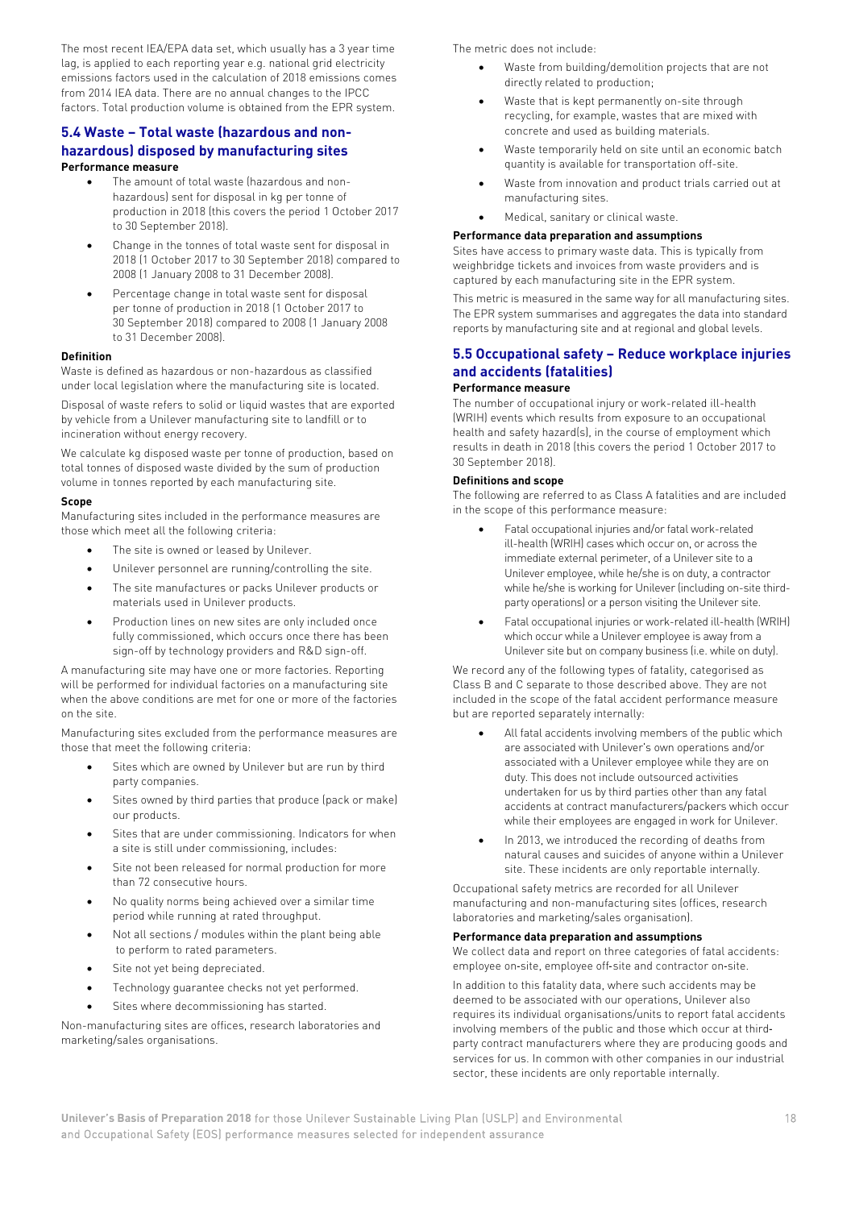The most recent IEA/EPA data set, which usually has a 3 year time lag, is applied to each reporting year e.g. national grid electricity emissions factors used in the calculation of 2018 emissions comes from 2014 IEA data. There are no annual changes to the IPCC factors. Total production volume is obtained from the EPR system.

## 5.4 Waste – Total waste (hazardous and non-hazardous) disposed by manufacturing sites

**Performance measure**

- The amount of total waste (hazardous and non-hazardous) sent for disposal in kg per tonne of production in 2018 (this covers the period 1 October 2017 to 30 September 2018).
- Change in the tonnes of total waste sent for disposal in 2018 (1 October 2017 to 30 September 2018) compared to 2008 (1 January 2008 to 31 December 2008).
- Percentage change in total waste sent for disposal per tonne of production in 2018 (1 October 2017 to 30 September 2018) compared to 2008 (1 January 2008 to 31 December 2008).

**Definition**

Waste is defined as hazardous or non-hazardous as classified under local legislation where the manufacturing site is located.

Disposal of waste refers to solid or liquid wastes that are exported by vehicle from a Unilever manufacturing site to landfill or to incineration without energy recovery.

We calculate kg disposed waste per tonne of production, based on total tonnes of disposed waste divided by the sum of production volume in tonnes reported by each manufacturing site.

**Scope**

Manufacturing sites included in the performance measures are those which meet all the following criteria:

- The site is owned or leased by Unilever.
- Unilever personnel are running/controlling the site.
- The site manufactures or packs Unilever products or materials used in Unilever products.
- Production lines on new sites are only included once fully commissioned, which occurs once there has been sign-off by technology providers and R&D sign-off.

A manufacturing site may have one or more factories. Reporting will be performed for individual factories on a manufacturing site when the above conditions are met for one or more of the factories on the site.

Manufacturing sites excluded from the performance measures are those that meet the following criteria:

- Sites which are owned by Unilever but are run by third party companies.
- Sites owned by third parties that produce (pack or make) our products.
- Sites that are under commissioning. Indicators for when a site is still under commissioning, includes:
- Site not been released for normal production for more than 72 consecutive hours.
- No quality norms being achieved over a similar time period while running at rated throughput.
- Not all sections / modules within the plant being able to perform to rated parameters.
- Site not yet being depreciated.
- Technology guarantee checks not yet performed.
- Sites where decommissioning has started.

Non-manufacturing sites are offices, research laboratories and marketing/sales organisations.

The metric does not include:

- Waste from building/demolition projects that are not directly related to production;
- Waste that is kept permanently on-site through recycling, for example, wastes that are mixed with concrete and used as building materials.
- Waste temporarily held on site until an economic batch quantity is available for transportation off-site.
- Waste from innovation and product trials carried out at manufacturing sites.
- Medical, sanitary or clinical waste.

**Performance data preparation and assumptions**

Sites have access to primary waste data. This is typically from weighbridge tickets and invoices from waste providers and is captured by each manufacturing site in the EPR system.

This metric is measured in the same way for all manufacturing sites. The EPR system summarises and aggregates the data into standard reports by manufacturing site and at regional and global levels.

## 5.5 Occupational safety – Reduce workplace injuries and accidents (fatalities)

**Performance measure**

The number of occupational injury or work-related ill-health (WRIH) events which results from exposure to an occupational health and safety hazard(s), in the course of employment which results in death in 2018 (this covers the period 1 October 2017 to 30 September 2018).

**Definitions and scope**

The following are referred to as Class A fatalities and are included in the scope of this performance measure:

- Fatal occupational injuries and/or fatal work-related ill-health (WRIH) cases which occur on, or across the immediate external perimeter, of a Unilever site to a Unilever employee, while he/she is on duty, a contractor while he/she is working for Unilever (including on-site third-party operations) or a person visiting the Unilever site.
- Fatal occupational injuries or work-related ill-health (WRIH) which occur while a Unilever employee is away from a Unilever site but on company business (i.e. while on duty).

We record any of the following types of fatality, categorised as Class B and C separate to those described above. They are not included in the scope of the fatal accident performance measure but are reported separately internally:

- All fatal accidents involving members of the public which are associated with Unilever's own operations and/or associated with a Unilever employee while they are on duty. This does not include outsourced activities undertaken for us by third parties other than any fatal accidents at contract manufacturers/packers which occur while their employees are engaged in work for Unilever.
- In 2013, we introduced the recording of deaths from natural causes and suicides of anyone within a Unilever site. These incidents are only reportable internally.

Occupational safety metrics are recorded for all Unilever manufacturing and non-manufacturing sites (offices, research laboratories and marketing/sales organisation).

**Performance data preparation and assumptions**

We collect data and report on three categories of fatal accidents: employee on-site, employee off-site and contractor on-site.

In addition to this fatality data, where such accidents may be deemed to be associated with our operations, Unilever also requires its individual organisations/units to report fatal accidents involving members of the public and those which occur at third-party contract manufacturers where they are producing goods and services for us. In common with other companies in our industrial sector, these incidents are only reportable internally.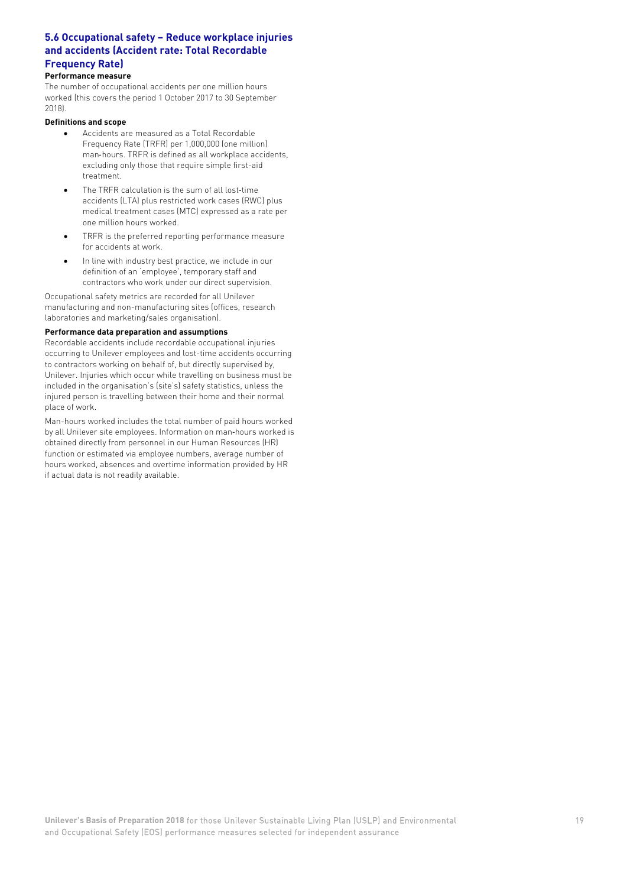## 5.6 Occupational safety – Reduce workplace injuries and accidents (Accident rate: Total Recordable Frequency Rate)

**Performance measure**

The number of occupational accidents per one million hours worked (this covers the period 1 October 2017 to 30 September 2018).

**Definitions and scope**

- Accidents are measured as a Total Recordable Frequency Rate (TRFR) per 1,000,000 (one million) man-hours. TRFR is defined as all workplace accidents, excluding only those that require simple first-aid treatment.
- The TRFR calculation is the sum of all lost-time accidents (LTA) plus restricted work cases (RWC) plus medical treatment cases (MTC) expressed as a rate per one million hours worked.
- TRFR is the preferred reporting performance measure for accidents at work.
- In line with industry best practice, we include in our definition of an 'employee', temporary staff and contractors who work under our direct supervision.

Occupational safety metrics are recorded for all Unilever manufacturing and non-manufacturing sites (offices, research laboratories and marketing/sales organisation).

**Performance data preparation and assumptions**

Recordable accidents include recordable occupational injuries occurring to Unilever employees and lost-time accidents occurring to contractors working on behalf of, but directly supervised by, Unilever. Injuries which occur while travelling on business must be included in the organisation's (site's) safety statistics, unless the injured person is travelling between their home and their normal place of work.

Man-hours worked includes the total number of paid hours worked by all Unilever site employees. Information on man-hours worked is obtained directly from personnel in our Human Resources (HR) function or estimated via employee numbers, average number of hours worked, absences and overtime information provided by HR if actual data is not readily available.